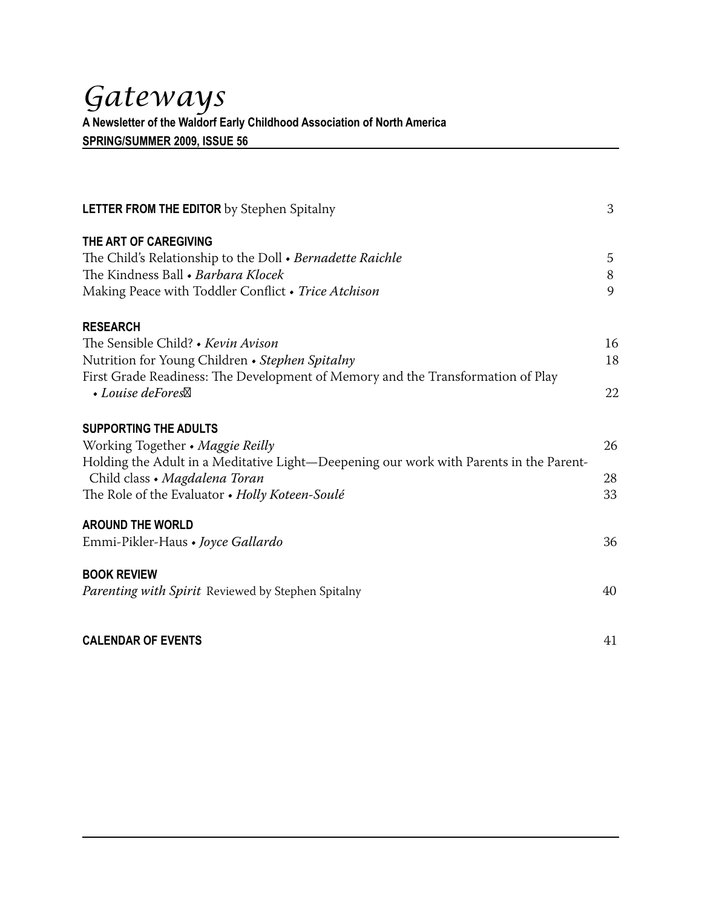# *Gateways*

**A Newsletter of the Waldorf Early Childhood Association of North America**

**SPRING/SUMMER 2009, ISSUE 56**

**LETTER FROM THE EDITOR** by Stephen Spitalny — 3

**THE ART OF CAREGIVING**

The Child's Relationship to the Doll • *Bernadette Raichle* — 5

The Kindness Ball • *Barbara Klocek* — 8

Making Peace with Toddler Conflict • *Trice Atchison* — 9

**RESEARCH**

The Sensible Child? • *Kevin Avison* — 16

Nutrition for Young Children • *Stephen Spitalny* — 18

First Grade Readiness: The Development of Memory and the Transformation of Play • *Louise deForest* — 22

**SUPPORTING THE ADULTS**

Working Together • *Maggie Reilly* — 26

Holding the Adult in a Meditative Light—Deepening our work with Parents in the Parent-Child class • *Magdalena Toran* — 28

The Role of the Evaluator • *Holly Koteen-Soulé* — 33

**AROUND THE WORLD**

Emmi-Pikler-Haus • *Joyce Gallardo* — 36

**BOOK REVIEW**

*Parenting with Spirit* Reviewed by Stephen Spitalny — 40

**CALENDAR OF EVENTS** — 41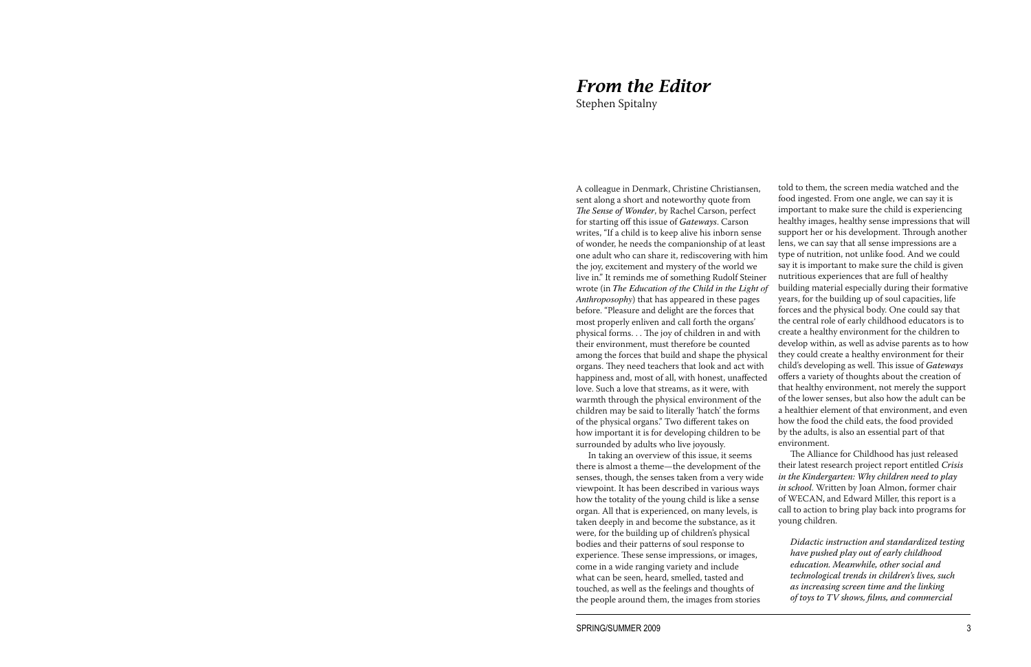# *From the Editor*

Stephen Spitalny

A colleague in Denmark, Christine Christiansen, sent along a short and noteworthy quote from *The Sense of Wonder*, by Rachel Carson, perfect for starting off this issue of *Gateways*. Carson writes, "If a child is to keep alive his inborn sense of wonder, he needs the companionship of at least one adult who can share it, rediscovering with him the joy, excitement and mystery of the world we live in." It reminds me of something Rudolf Steiner wrote (in *The Education of the Child in the Light of Anthroposophy*) that has appeared in these pages before. "Pleasure and delight are the forces that most properly enliven and call forth the organs' physical forms. . . The joy of children in and with their environment, must therefore be counted among the forces that build and shape the physical organs. They need teachers that look and act with happiness and, most of all, with honest, unaffected love. Such a love that streams, as it were, with warmth through the physical environment of the children may be said to literally 'hatch' the forms of the physical organs." Two different takes on how important it is for developing children to be surrounded by adults who live joyously.

In taking an overview of this issue, it seems there is almost a theme—the development of the senses, though, the senses taken from a very wide viewpoint. It has been described in various ways how the totality of the young child is like a sense organ. All that is experienced, on many levels, is taken deeply in and become the substance, as it were, for the building up of children's physical bodies and their patterns of soul response to experience. These sense impressions, or images, come in a wide ranging variety and include what can be seen, heard, smelled, tasted and touched, as well as the feelings and thoughts of the people around them, the images from stories told to them, the screen media watched and the food ingested. From one angle, we can say it is important to make sure the child is experiencing healthy images, healthy sense impressions that will support her or his development. Through another lens, we can say that all sense impressions are a type of nutrition, not unlike food. And we could say it is important to make sure the child is given nutritious experiences that are full of healthy building material especially during their formative years, for the building up of soul capacities, life forces and the physical body. One could say that the central role of early childhood educators is to create a healthy environment for the children to develop within, as well as advise parents as to how they could create a healthy environment for their child's developing as well. This issue of *Gateways* offers a variety of thoughts about the creation of that healthy environment, not merely the support of the lower senses, but also how the adult can be a healthier element of that environment, and even how the food the child eats, the food provided by the adults, is also an essential part of that environment.

The Alliance for Childhood has just released their latest research project report entitled *Crisis in the Kindergarten: Why children need to play in school*. Written by Joan Almon, former chair of WECAN, and Edward Miller, this report is a call to action to bring play back into programs for young children.

> *Didactic instruction and standardized testing have pushed play out of early childhood education. Meanwhile, other social and technological trends in children's lives, such as increasing screen time and the linking of toys to TV shows, films, and commercial*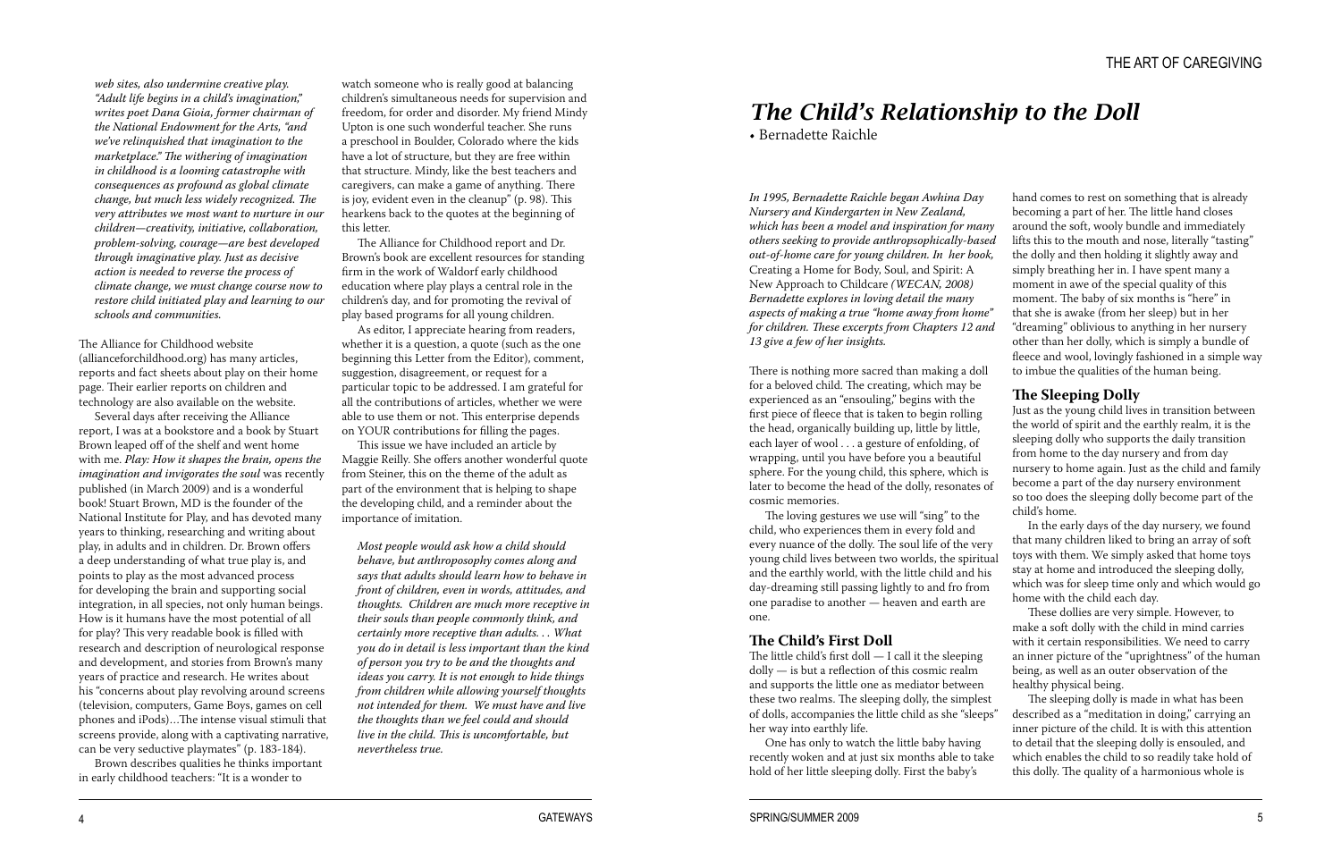*web sites, also undermine creative play. "Adult life begins in a child's imagination," writes poet Dana Gioia, former chairman of the National Endowment for the Arts, "and we've relinquished that imagination to the marketplace." The withering of imagination in childhood is a looming catastrophe with consequences as profound as global climate change, but much less widely recognized. The very attributes we most want to nurture in our children—creativity, initiative, collaboration, problem-solving, courage—are best developed through imaginative play. Just as decisive action is needed to reverse the process of climate change, we must change course now to restore child initiated play and learning to our schools and communities.*

The Alliance for Childhood website (allianceforchildhood.org) has many articles, reports and fact sheets about play on their home page. Their earlier reports on children and technology are also available on the website.

Several days after receiving the Alliance report, I was at a bookstore and a book by Stuart Brown leaped off of the shelf and went home with me. *Play: How it shapes the brain, opens the imagination and invigorates the soul* was recently published (in March 2009) and is a wonderful book! Stuart Brown, MD is the founder of the National Institute for Play, and has devoted many years to thinking, researching and writing about play, in adults and in children. Dr. Brown offers a deep understanding of what true play is, and points to play as the most advanced process for developing the brain and supporting social integration, in all species, not only human beings. How is it humans have the most potential of all for play? This very readable book is filled with research and description of neurological response and development, and stories from Brown's many years of practice and research. He writes about his "concerns about play revolving around screens (television, computers, Game Boys, games on cell phones and iPods)…The intense visual stimuli that screens provide, along with a captivating narrative, can be very seductive playmates" (p. 183-184).

Brown describes qualities he thinks important in early childhood teachers: "It is a wonder to watch someone who is really good at balancing children's simultaneous needs for supervision and freedom, for order and disorder. My friend Mindy Upton is one such wonderful teacher. She runs a preschool in Boulder, Colorado where the kids have a lot of structure, but they are free within that structure. Mindy, like the best teachers and caregivers, can make a game of anything. There is joy, evident even in the cleanup" (p. 98). This hearkens back to the quotes at the beginning of this letter.

The Alliance for Childhood report and Dr. Brown's book are excellent resources for standing firm in the work of Waldorf early childhood education where play plays a central role in the children's day, and for promoting the revival of play based programs for all young children.

As editor, I appreciate hearing from readers, whether it is a question, a quote (such as the one beginning this Letter from the Editor), comment, suggestion, disagreement, or request for a particular topic to be addressed. I am grateful for all the contributions of articles, whether we were able to use them or not. This enterprise depends on YOUR contributions for filling the pages.

This issue we have included an article by Maggie Reilly. She offers another wonderful quote from Steiner, this on the theme of the adult as part of the environment that is helping to shape the developing child, and a reminder about the importance of imitation.

> *Most people would ask how a child should behave, but anthroposophy comes along and says that adults should learn how to behave in front of children, even in words, attitudes, and thoughts. Children are much more receptive in their souls than people commonly think, and certainly more receptive than adults. . . What you do in detail is less important than the kind of person you try to be and the thoughts and ideas you carry. It is not enough to hide things from children while allowing yourself thoughts not intended for them. We must have and live the thoughts than we feel could and should live in the child. This is uncomfortable, but nevertheless true.*

# *The Child's Relationship to the Doll*

• Bernadette Raichle

*In 1995, Bernadette Raichle began Awhina Day Nursery and Kindergarten in New Zealand, which has been a model and inspiration for many others seeking to provide anthropsophically-based out-of-home care for young children. In her book,* Creating a Home for Body, Soul, and Spirit: A New Approach to Childcare *(WECAN, 2008) Bernadette explores in loving detail the many aspects of making a true "home away from home" for children. These excerpts from Chapters 12 and 13 give a few of her insights.*

There is nothing more sacred than making a doll for a beloved child. The creating, which may be experienced as an "ensouling," begins with the first piece of fleece that is taken to begin rolling the head, organically building up, little by little, each layer of wool . . . a gesture of enfolding, of wrapping, until you have before you a beautiful sphere. For the young child, this sphere, which is later to become the head of the dolly, resonates of cosmic memories.

The loving gestures we use will "sing" to the child, who experiences them in every fold and every nuance of the dolly. The soul life of the very young child lives between two worlds, the spiritual and the earthly world, with the little child and his day-dreaming still passing lightly to and fro from one paradise to another — heaven and earth are one.

## The Child's First Doll

The little child's first doll — I call it the sleeping dolly — is but a reflection of this cosmic realm and supports the little one as mediator between these two realms. The sleeping dolly, the simplest of dolls, accompanies the little child as she "sleeps" her way into earthly life.

One has only to watch the little baby having recently woken and at just six months able to take hold of her little sleeping dolly. First the baby's hand comes to rest on something that is already becoming a part of her. The little hand closes around the soft, wooly bundle and immediately lifts this to the mouth and nose, literally "tasting" the dolly and then holding it slightly away and simply breathing her in. I have spent many a moment in awe of the special quality of this moment. The baby of six months is "here" in that she is awake (from her sleep) but in her "dreaming" oblivious to anything in her nursery other than her dolly, which is simply a bundle of fleece and wool, lovingly fashioned in a simple way to imbue the qualities of the human being.

## The Sleeping Dolly

Just as the young child lives in transition between the world of spirit and the earthly realm, it is the sleeping dolly who supports the daily transition from home to the day nursery and from day nursery to home again. Just as the child and family become a part of the day nursery environment so too does the sleeping dolly become part of the child's home.

In the early days of the day nursery, we found that many children liked to bring an array of soft toys with them. We simply asked that home toys stay at home and introduced the sleeping dolly, which was for sleep time only and which would go home with the child each day.

These dollies are very simple. However, to make a soft dolly with the child in mind carries with it certain responsibilities. We need to carry an inner picture of the "uprightness" of the human being, as well as an outer observation of the healthy physical being.

The sleeping dolly is made in what has been described as a "meditation in doing," carrying an inner picture of the child. It is with this attention to detail that the sleeping dolly is ensouled, and which enables the child to so readily take hold of this dolly. The quality of a harmonious whole is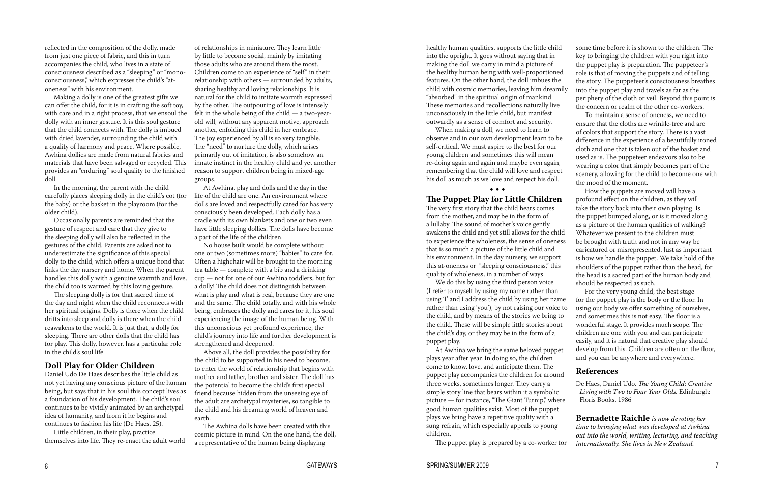reflected in the composition of the dolly, made from just one piece of fabric, and this in turn accompanies the child, who lives in a state of consciousness described as a "sleeping" or "mono-consciousness," which expresses the child's "at-oneness" with his environment.

Making a dolly is one of the greatest gifts we can offer the child, for it is in crafting the soft toy, with care and in a right process, that we ensoul the dolly with an inner gesture. It is this soul gesture that the child connects with. The dolly is imbued with dried lavender, surrounding the child with a quality of harmony and peace. Where possible, Awhina dollies are made from natural fabrics and materials that have been salvaged or recycled. This provides an "enduring" soul quality to the finished doll.

In the morning, the parent with the child carefully places sleeping dolly in the child's cot (for the baby) or the basket in the playroom (for the older child).

Occasionally parents are reminded that the gesture of respect and care that they give to the sleeping dolly will also be reflected in the gestures of the child. Parents are asked not to underestimate the significance of this special dolly to the child, which offers a unique bond that links the day nursery and home. When the parent handles this dolly with a genuine warmth and love, the child too is warmed by this loving gesture.

The sleeping dolly is for that sacred time of the day and night when the child reconnects with her spiritual origins. Dolly is there when the child drifts into sleep and dolly is there when the child reawakens to the world. It is just that, a dolly for sleeping. There are other dolls that the child has for play. This dolly, however, has a particular role in the child's soul life.

## Doll Play for Older Children

Daniel Udo De Haes describes the little child as not yet having any conscious picture of the human being, but says that in his soul this concept lives as a foundation of his development. The child's soul continues to be vividly animated by an archetypal idea of humanity, and from it he begins and continues to fashion his life (De Haes, 25).

Little children, in their play, practice themselves into life. They re-enact the adult world of relationships in miniature. They learn little by little to become social, mainly by imitating those adults who are around them the most. Children come to an experience of "self" in their relationship with others — surrounded by adults, sharing healthy and loving relationships. It is natural for the child to imitate warmth expressed by the other. The outpouring of love is intensely felt in the whole being of the child — a two-year-old will, without any apparent motive, approach another, enfolding this child in her embrace. The joy experienced by all is so very tangible. The "need" to nurture the dolly, which arises primarily out of imitation, is also somehow an innate instinct in the healthy child and yet another reason to support children being in mixed-age groups.

At Awhina, play and dolls and the day in the life of the child are one. An environment where dolls are loved and respectfully cared for has very consciously been developed. Each dolly has a cradle with its own blankets and one or two even have little sleeping dollies. The dolls have become a part of the life of the children.

No house built would be complete without one or two (sometimes more) "babies" to care for. Often a highchair will be brought to the morning tea table — complete with a bib and a drinking cup — not for one of our Awhina toddlers, but for a dolly! The child does not distinguish between what is play and what is real, because they are one and the same. The child totally, and with his whole being, embraces the dolly and cares for it, his soul experiencing the image of the human being. With this unconscious yet profound experience, the child's journey into life and further development is strengthened and deepened.

Above all, the doll provides the possibility for the child to be supported in his need to become, to enter the world of relationship that begins with mother and father, brother and sister. The doll has the potential to become the child's first special friend because hidden from the unseeing eye of the adult are archetypal mysteries, so tangible to the child and his dreaming world of heaven and earth.

The Awhina dolls have been created with this cosmic picture in mind. On the one hand, the doll, a representative of the human being displaying healthy human qualities, supports the little child into the upright. It goes without saying that in making the doll we carry in mind a picture of the healthy human being with well-proportioned features. On the other hand, the doll imbues the child with cosmic memories, leaving him dreamily "absorbed" in the spiritual origin of mankind. These memories and recollections naturally live unconsciously in the little child, but manifest outwardly as a sense of comfort and security.

When making a doll, we need to learn to observe and in our own development learn to be self-critical. We must aspire to the best for our young children and sometimes this will mean re-doing again and again and maybe even again, remembering that the child will love and respect his doll as much as we love and respect his doll.

◆ ◆ ◆

## The Puppet Play for Little Children

The very first story that the child hears comes from the mother, and may be in the form of a lullaby. The sound of mother's voice gently awakens the child and yet still allows for the child to experience the wholeness, the sense of oneness that is so much a picture of the little child and his environment. In the day nursery, we support this at-oneness or "sleeping consciousness," this quality of wholeness, in a number of ways.

We do this by using the third person voice (I refer to myself by using my name rather than using 'I' and I address the child by using her name rather than using 'you'), by not raising our voice to the child, and by means of the stories we bring to the child. These will be simple little stories about the child's day, or they may be in the form of a puppet play.

At Awhina we bring the same beloved puppet plays year after year. In doing so, the children come to know, love, and anticipate them. The puppet play accompanies the children for around three weeks, sometimes longer. They carry a simple story line that bears within it a symbolic picture — for instance, "The Giant Turnip," where good human qualities exist. Most of the puppet plays we bring have a repetitive quality with a sung refrain, which especially appeals to young children.

The puppet play is prepared by a co-worker for some time before it is shown to the children. The key to bringing the children with you right into the puppet play is preparation. The puppeteer's role is that of moving the puppets and of telling the story. The puppeteer's consciousness breathes into the puppet play and travels as far as the periphery of the cloth or veil. Beyond this point is the concern or realm of the other co-workers.

To maintain a sense of oneness, we need to ensure that the cloths are wrinkle-free and are of colors that support the story. There is a vast difference in the experience of a beautifully ironed cloth and one that is taken out of the basket and used as is. The puppeteer endeavors also to be wearing a color that simply becomes part of the scenery, allowing for the child to become one with the mood of the moment.

How the puppets are moved will have a profound effect on the children, as they will take the story back into their own playing. Is the puppet bumped along, or is it moved along as a picture of the human qualities of walking? Whatever we present to the children must be brought with truth and not in any way be caricatured or misrepresented. Just as important is how we handle the puppet. We take hold of the shoulders of the puppet rather than the head, for the head is a sacred part of the human body and should be respected as such.

For the very young child, the best stage for the puppet play is the body or the floor. In using our body we offer something of ourselves, and sometimes this is not easy. The floor is a wonderful stage. It provides much scope. The children are one with you and can participate easily, and it is natural that creative play should develop from this. Children are often on the floor, and you can be anywhere and everywhere.

## References

De Haes, Daniel Udo. *The Young Child: Creative Living with Two to Four Year Olds.* Edinburgh: Floris Books, 1986

**Bernadette Raichle** *is now devoting her time to bringing what was developed at Awhina out into the world, writing, lecturing, and teaching internationally. She lives in New Zealand.*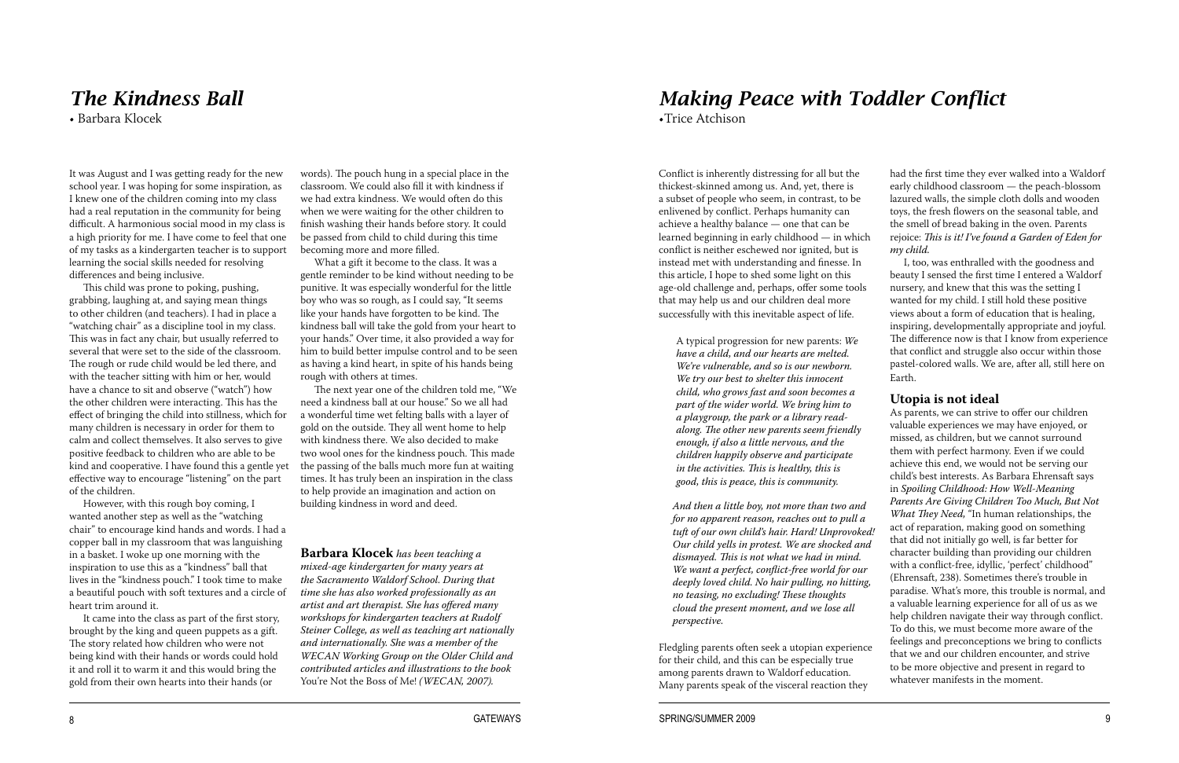# *The Kindness Ball*

• Barbara Klocek

It was August and I was getting ready for the new school year. I was hoping for some inspiration, as I knew one of the children coming into my class had a real reputation in the community for being difficult. A harmonious social mood in my class is a high priority for me. I have come to feel that one of my tasks as a kindergarten teacher is to support learning the social skills needed for resolving differences and being inclusive.

This child was prone to poking, pushing, grabbing, laughing at, and saying mean things to other children (and teachers). I had in place a "watching chair" as a discipline tool in my class. This was in fact any chair, but usually referred to several that were set to the side of the classroom. The rough or rude child would be led there, and with the teacher sitting with him or her, would have a chance to sit and observe ("watch") how the other children were interacting. This has the effect of bringing the child into stillness, which for many children is necessary in order for them to calm and collect themselves. It also serves to give positive feedback to children who are able to be kind and cooperative. I have found this a gentle yet effective way to encourage "listening" on the part of the children.

However, with this rough boy coming, I wanted another step as well as the "watching chair" to encourage kind hands and words. I had a copper ball in my classroom that was languishing in a basket. I woke up one morning with the inspiration to use this as a "kindness" ball that lives in the "kindness pouch." I took time to make a beautiful pouch with soft textures and a circle of heart trim around it.

It came into the class as part of the first story, brought by the king and queen puppets as a gift. The story related how children who were not being kind with their hands or words could hold it and roll it to warm it and this would bring the gold from their own hearts into their hands (or words). The pouch hung in a special place in the classroom. We could also fill it with kindness if we had extra kindness. We would often do this when we were waiting for the other children to finish washing their hands before story. It could be passed from child to child during this time becoming more and more filled.

What a gift it become to the class. It was a gentle reminder to be kind without needing to be punitive. It was especially wonderful for the little boy who was so rough, as I could say, "It seems like your hands have forgotten to be kind. The kindness ball will take the gold from your heart to your hands." Over time, it also provided a way for him to build better impulse control and to be seen as having a kind heart, in spite of his hands being rough with others at times.

The next year one of the children told me, "We need a kindness ball at our house." So we all had a wonderful time wet felting balls with a layer of gold on the outside. They all went home to help with kindness there. We also decided to make two wool ones for the kindness pouch. This made the passing of the balls much more fun at waiting times. It has truly been an inspiration in the class to help provide an imagination and action on building kindness in word and deed.

**Barbara Klocek** *has been teaching a mixed-age kindergarten for many years at the Sacramento Waldorf School. During that time she has also worked professionally as an artist and art therapist. She has offered many workshops for kindergarten teachers at Rudolf Steiner College, as well as teaching art nationally and internationally. She was a member of the WECAN Working Group on the Older Child and contributed articles and illustrations to the book* You're Not the Boss of Me! *(WECAN, 2007).*

# *Making Peace with Toddler Conflict*

•Trice Atchison

Conflict is inherently distressing for all but the thickest-skinned among us. And, yet, there is a subset of people who seem, in contrast, to be enlivened by conflict. Perhaps humanity can achieve a healthy balance — one that can be learned beginning in early childhood — in which conflict is neither eschewed nor ignited, but is instead met with understanding and finesse. In this article, I hope to shed some light on this age-old challenge and, perhaps, offer some tools that may help us and our children deal more successfully with this inevitable aspect of life.

> A typical progression for new parents: *We have a child, and our hearts are melted. We're vulnerable, and so is our newborn. We try our best to shelter this innocent child, who grows fast and soon becomes a part of the wider world. We bring him to a playgroup, the park or a library read-along. The other new parents seem friendly enough, if also a little nervous, and the children happily observe and participate in the activities. This is healthy, this is good, this is peace, this is community.*
>
> *And then a little boy, not more than two and for no apparent reason, reaches out to pull a tuft of our own child's hair. Hard! Unprovoked! Our child yells in protest. We are shocked and dismayed. This is not what we had in mind. We want a perfect, conflict-free world for our deeply loved child. No hair pulling, no hitting, no teasing, no excluding! These thoughts cloud the present moment, and we lose all perspective.*

Fledgling parents often seek a utopian experience for their child, and this can be especially true among parents drawn to Waldorf education. Many parents speak of the visceral reaction they had the first time they ever walked into a Waldorf early childhood classroom — the peach-blossom lazured walls, the simple cloth dolls and wooden toys, the fresh flowers on the seasonal table, and the smell of bread baking in the oven. Parents rejoice: *This is it! I've found a Garden of Eden for my child.*

I, too, was enthralled with the goodness and beauty I sensed the first time I entered a Waldorf nursery, and knew that this was the setting I wanted for my child. I still hold these positive views about a form of education that is healing, inspiring, developmentally appropriate and joyful. The difference now is that I know from experience that conflict and struggle also occur within those pastel-colored walls. We are, after all, still here on Earth.

## Utopia is not ideal

As parents, we can strive to offer our children valuable experiences we may have enjoyed, or missed, as children, but we cannot surround them with perfect harmony. Even if we could achieve this end, we would not be serving our child's best interests. As Barbara Ehrensaft says in *Spoiling Childhood: How Well-Meaning Parents Are Giving Children Too Much, But Not What They Need,* "In human relationships, the act of reparation, making good on something that did not initially go well, is far better for character building than providing our children with a conflict-free, idyllic, 'perfect' childhood" (Ehrensaft, 238). Sometimes there's trouble in paradise. What's more, this trouble is normal, and a valuable learning experience for all of us as we help children navigate their way through conflict. To do this, we must become more aware of the feelings and preconceptions we bring to conflicts that we and our children encounter, and strive to be more objective and present in regard to whatever manifests in the moment.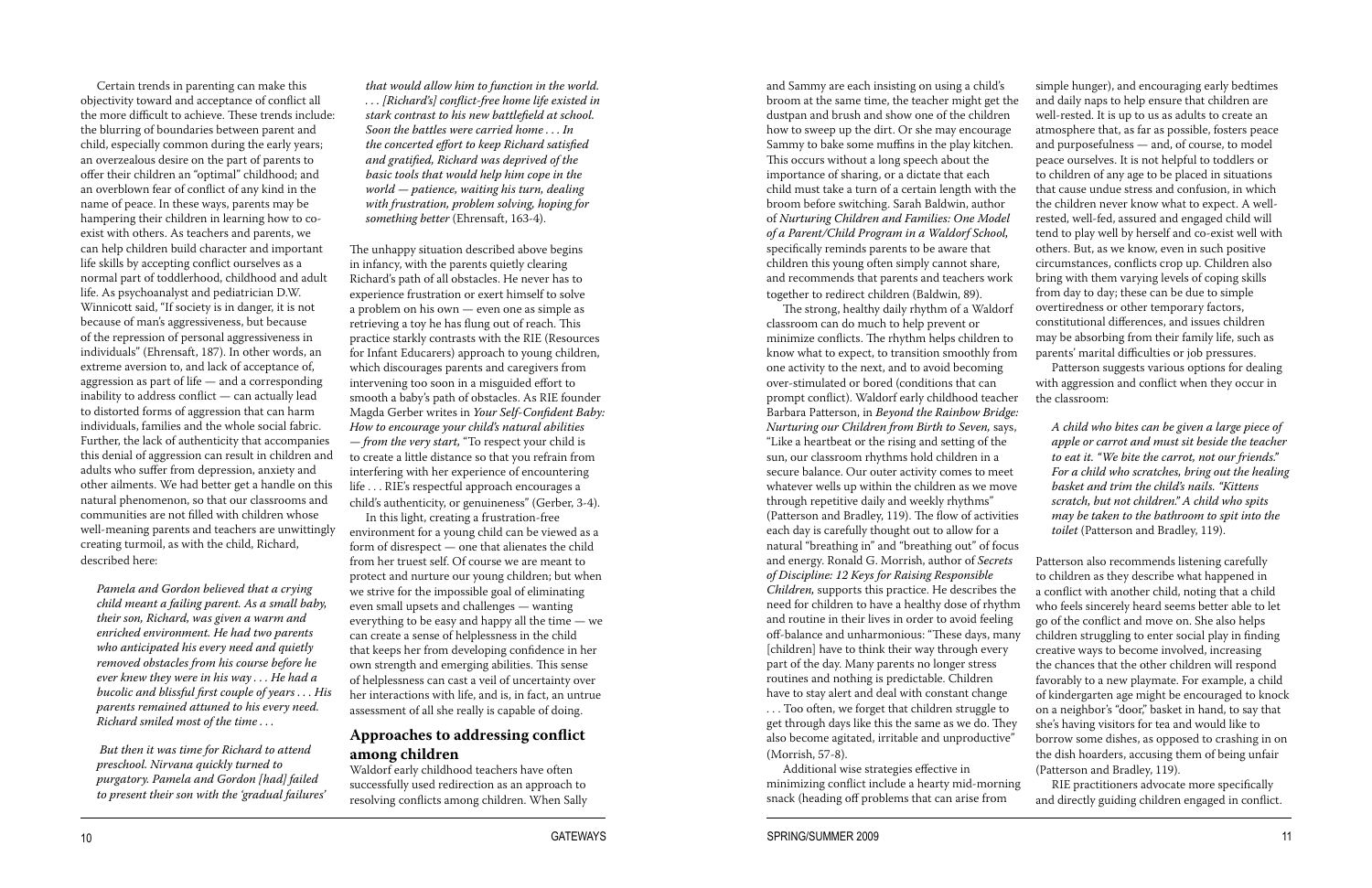Certain trends in parenting can make this objectivity toward and acceptance of conflict all the more difficult to achieve. These trends include: the blurring of boundaries between parent and child, especially common during the early years; an overzealous desire on the part of parents to offer their children an "optimal" childhood; and an overblown fear of conflict of any kind in the name of peace. In these ways, parents may be hampering their children in learning how to co-exist with others. As teachers and parents, we can help children build character and important life skills by accepting conflict ourselves as a normal part of toddlerhood, childhood and adult life. As psychoanalyst and pediatrician D.W. Winnicott said, "If society is in danger, it is not because of man's aggressiveness, but because of the repression of personal aggressiveness in individuals" (Ehrensaft, 187). In other words, an extreme aversion to, and lack of acceptance of, aggression as part of life — and a corresponding inability to address conflict — can actually lead to distorted forms of aggression that can harm individuals, families and the whole social fabric. Further, the lack of authenticity that accompanies this denial of aggression can result in children and adults who suffer from depression, anxiety and other ailments. We had better get a handle on this natural phenomenon, so that our classrooms and communities are not filled with children whose well-meaning parents and teachers are unwittingly creating turmoil, as with the child, Richard, described here:

> *Pamela and Gordon believed that a crying child meant a failing parent. As a small baby, their son, Richard, was given a warm and enriched environment. He had two parents who anticipated his every need and quietly removed obstacles from his course before he ever knew they were in his way . . . He had a bucolic and blissful first couple of years . . . His parents remained attuned to his every need. Richard smiled most of the time . . .*
>
> *But then it was time for Richard to attend preschool. Nirvana quickly turned to purgatory. Pamela and Gordon [had] failed to present their son with the 'gradual failures' that would allow him to function in the world. . . . [Richard's] conflict-free home life existed in stark contrast to his new battlefield at school. Soon the battles were carried home . . . In the concerted effort to keep Richard satisfied and gratified, Richard was deprived of the basic tools that would help him cope in the world — patience, waiting his turn, dealing with frustration, problem solving, hoping for something better* (Ehrensaft, 163-4).

The unhappy situation described above begins in infancy, with the parents quietly clearing Richard's path of all obstacles. He never has to experience frustration or exert himself to solve a problem on his own — even one as simple as retrieving a toy he has flung out of reach. This practice starkly contrasts with the RIE (Resources for Infant Educarers) approach to young children, which discourages parents and caregivers from intervening too soon in a misguided effort to smooth a baby's path of obstacles. As RIE founder Magda Gerber writes in *Your Self-Confident Baby: How to encourage your child's natural abilities — from the very start*, "To respect your child is to create a little distance so that you refrain from interfering with her experience of encountering life . . . RIE's respectful approach encourages a child's authenticity, or genuineness" (Gerber, 3-4).

In this light, creating a frustration-free environment for a young child can be viewed as a form of disrespect — one that alienates the child from her truest self. Of course we are meant to protect and nurture our young children; but when we strive for the impossible goal of eliminating even small upsets and challenges — wanting everything to be easy and happy all the time — we can create a sense of helplessness in the child that keeps her from developing confidence in her own strength and emerging abilities. This sense of helplessness can cast a veil of uncertainty over her interactions with life, and is, in fact, an untrue assessment of all she really is capable of doing.

## Approaches to addressing conflict among children

Waldorf early childhood teachers have often successfully used redirection as an approach to resolving conflicts among children. When Sally and Sammy are each insisting on using a child's broom at the same time, the teacher might get the dustpan and brush and show one of the children how to sweep up the dirt. Or she may encourage Sammy to bake some muffins in the play kitchen. This occurs without a long speech about the importance of sharing, or a dictate that each child must take a turn of a certain length with the broom before switching. Sarah Baldwin, author of *Nurturing Children and Families: One Model of a Parent/Child Program in a Waldorf School*, specifically reminds parents to be aware that children this young often simply cannot share, and recommends that parents and teachers work together to redirect children (Baldwin, 89).

The strong, healthy daily rhythm of a Waldorf classroom can do much to help prevent or minimize conflicts. The rhythm helps children to know what to expect, to transition smoothly from one activity to the next, and to avoid becoming over-stimulated or bored (conditions that can prompt conflict). Waldorf early childhood teacher Barbara Patterson, in *Beyond the Rainbow Bridge: Nurturing our Children from Birth to Seven*, says, "Like a heartbeat or the rising and setting of the sun, our classroom rhythms hold children in a secure balance. Our outer activity comes to meet whatever wells up within the children as we move through repetitive daily and weekly rhythms" (Patterson and Bradley, 119). The flow of activities each day is carefully thought out to allow for a natural "breathing in" and "breathing out" of focus and energy. Ronald G. Morrish, author of *Secrets of Discipline: 12 Keys for Raising Responsible Children*, supports this practice. He describes the need for children to have a healthy dose of rhythm and routine in their lives in order to avoid feeling off-balance and unharmonious: "These days, many [children] have to think their way through every part of the day. Many parents no longer stress routines and nothing is predictable. Children have to stay alert and deal with constant change . . . Too often, we forget that children struggle to get through days like this the same as we do. They also become agitated, irritable and unproductive" (Morrish, 57-8).

Additional wise strategies effective in minimizing conflict include a hearty mid-morning snack (heading off problems that can arise from simple hunger), and encouraging early bedtimes and daily naps to help ensure that children are well-rested. It is up to us as adults to create an atmosphere that, as far as possible, fosters peace and purposefulness — and, of course, to model peace ourselves. It is not helpful to toddlers or to children of any age to be placed in situations that cause undue stress and confusion, in which the children never know what to expect. A well-rested, well-fed, assured and engaged child will tend to play well by herself and co-exist well with others. But, as we know, even in such positive circumstances, conflicts crop up. Children also bring with them varying levels of coping skills from day to day; these can be due to simple overtiredness or other temporary factors, constitutional differences, and issues children may be absorbing from their family life, such as parents' marital difficulties or job pressures.

Patterson suggests various options for dealing with aggression and conflict when they occur in the classroom:

> *A child who bites can be given a large piece of apple or carrot and must sit beside the teacher to eat it. "We bite the carrot, not our friends." For a child who scratches, bring out the healing basket and trim the child's nails. "Kittens scratch, but not children." A child who spits may be taken to the bathroom to spit into the toilet* (Patterson and Bradley, 119).

Patterson also recommends listening carefully to children as they describe what happened in a conflict with another child, noting that a child who feels sincerely heard seems better able to let go of the conflict and move on. She also helps children struggling to enter social play in finding creative ways to become involved, increasing the chances that the other children will respond favorably to a new playmate. For example, a child of kindergarten age might be encouraged to knock on a neighbor's "door," basket in hand, to say that she's having visitors for tea and would like to borrow some dishes, as opposed to crashing in on the dish hoarders, accusing them of being unfair (Patterson and Bradley, 119).

RIE practitioners advocate more specifically and directly guiding children engaged in conflict.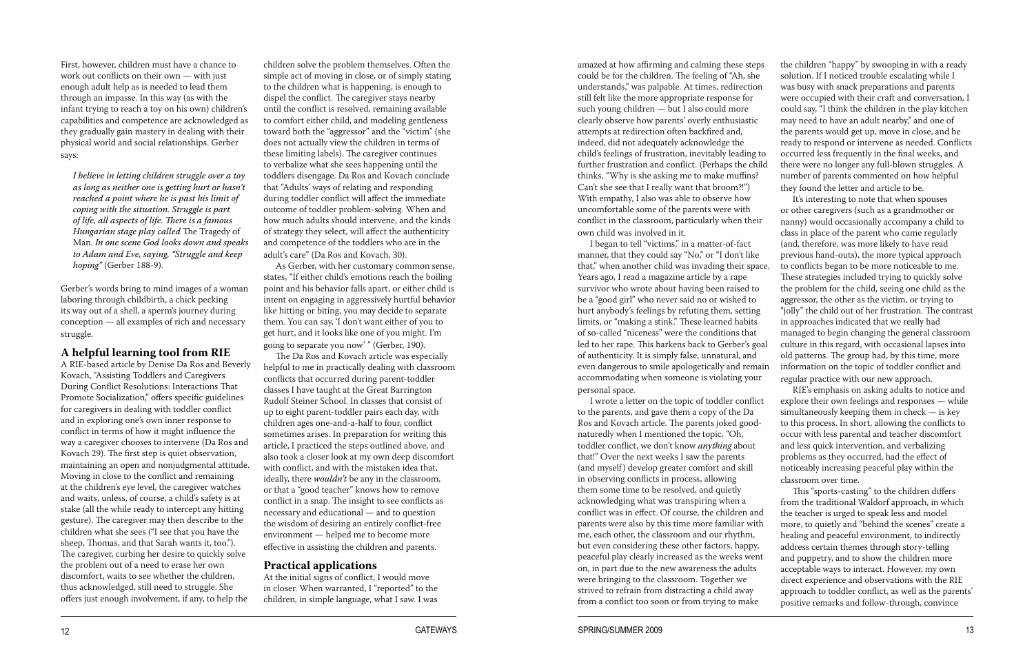First, however, children must have a chance to work out conflicts on their own — with just enough adult help as is needed to lead them through an impasse. In this way (as with the infant trying to reach a toy on his own) children's capabilities and competence are acknowledged as they gradually gain mastery in dealing with their physical world and social relationships. Gerber says:

> *I believe in letting children struggle over a toy as long as neither one is getting hurt or hasn't reached a point where he is past his limit of coping with the situation. Struggle is part of life, all aspects of life. There is a famous Hungarian stage play called* The Tragedy of Man. *In one scene God looks down and speaks to Adam and Eve, saying, "Struggle and keep hoping"* (Gerber 188-9).

Gerber's words bring to mind images of a woman laboring through childbirth, a chick pecking its way out of a shell, a sperm's journey during conception — all examples of rich and necessary struggle.

## A helpful learning tool from RIE

A RIE-based article by Denise Da Ros and Beverly Kovach, "Assisting Toddlers and Caregivers During Conflict Resolutions: Interactions That Promote Socialization," offers specific guidelines for caregivers in dealing with toddler conflict and in exploring one's own inner response to conflict in terms of how it might influence the way a caregiver chooses to intervene (Da Ros and Kovach 29). The first step is quiet observation, maintaining an open and nonjudgmental attitude. Moving in close to the conflict and remaining at the children's eye level, the caregiver watches and waits, unless, of course, a child's safety is at stake (all the while ready to intercept any hitting gesture). The caregiver may then describe to the children what she sees ("I see that you have the sheep, Thomas, and that Sarah wants it, too."). The caregiver, curbing her desire to quickly solve the problem out of a need to erase her own discomfort, waits to see whether the children, thus acknowledged, still need to struggle. She offers just enough involvement, if any, to help the children solve the problem themselves. Often the simple act of moving in close, or of simply stating to the children what is happening, is enough to dispel the conflict. The caregiver stays nearby until the conflict is resolved, remaining available to comfort either child, and modeling gentleness toward both the "aggressor" and the "victim" (she does not actually view the children in terms of these limiting labels). The caregiver continues to verbalize what she sees happening until the toddlers disengage. Da Ros and Kovach conclude that "Adults' ways of relating and responding during toddler conflict will affect the immediate outcome of toddler problem-solving. When and how much adults should intervene, and the kinds of strategy they select, will affect the authenticity and competence of the toddlers who are in the adult's care" (Da Ros and Kovach, 30).

As Gerber, with her customary common sense, states, "If either child's emotions reach the boiling point and his behavior falls apart, or either child is intent on engaging in aggressively hurtful behavior like hitting or biting, you may decide to separate them. You can say, 'I don't want either of you to get hurt, and it looks like one of you might. I'm going to separate you now' " (Gerber, 190).

The Da Ros and Kovach article was especially helpful to me in practically dealing with classroom conflicts that occurred during parent-toddler classes I have taught at the Great Barrington Rudolf Steiner School. In classes that consist of up to eight parent-toddler pairs each day, with children ages one-and-a-half to four, conflict sometimes arises. In preparation for writing this article, I practiced the steps outlined above, and also took a closer look at my own deep discomfort with conflict, and with the mistaken idea that, ideally, there *wouldn't* be any in the classroom, or that a "good teacher" knows how to remove conflict in a snap. The insight to see conflicts as necessary and educational — and to question the wisdom of desiring an entirely conflict-free environment — helped me to become more effective in assisting the children and parents.

## Practical applications

At the initial signs of conflict, I would move in closer. When warranted, I "reported" to the children, in simple language, what I saw. I was amazed at how affirming and calming these steps could be for the children. The feeling of "Ah, she understands," was palpable. At times, redirection still felt like the more appropriate response for such young children — but I also could more clearly observe how parents' overly enthusiastic attempts at redirection often backfired and, indeed, did not adequately acknowledge the child's feelings of frustration, inevitably leading to further frustration and conflict. (Perhaps the child thinks, "Why is she asking me to make muffins? Can't she see that I really want that broom?!") With empathy, I also was able to observe how uncomfortable some of the parents were with conflict in the classroom, particularly when their own child was involved in it.

I began to tell "victims," in a matter-of-fact manner, that they could say "No," or "I don't like that," when another child was invading their space. Years ago, I read a magazine article by a rape survivor who wrote about having been raised to be a "good girl" who never said no or wished to hurt anybody's feelings by refuting them, setting limits, or "making a stink." These learned habits of so-called "niceness" were the conditions that led to her rape. This harkens back to Gerber's goal of authenticity. It is simply false, unnatural, and even dangerous to smile apologetically and remain accommodating when someone is violating your personal space.

I wrote a letter on the topic of toddler conflict to the parents, and gave them a copy of the Da Ros and Kovach article. The parents joked good-naturedly when I mentioned the topic, "Oh, toddler conflict, we don't know *anything* about that!" Over the next weeks I saw the parents (and myself) develop greater comfort and skill in observing conflicts in process, allowing them some time to be resolved, and quietly acknowledging what was transpiring when a conflict was in effect. Of course, the children and parents were also by this time more familiar with me, each other, the classroom and our rhythm, but even considering these other factors, happy, peaceful play clearly increased as the weeks went on, in part due to the new awareness the adults were bringing to the classroom. Together we strived to refrain from distracting a child away from a conflict too soon or from trying to make the children "happy" by swooping in with a ready solution. If I noticed trouble escalating while I was busy with snack preparations and parents were occupied with their craft and conversation, I could say, "I think the children in the play kitchen may need to have an adult nearby," and one of the parents would get up, move in close, and be ready to respond or intervene as needed. Conflicts occurred less frequently in the final weeks, and there were no longer any full-blown struggles. A number of parents commented on how helpful they found the letter and article to be.

It's interesting to note that when spouses or other caregivers (such as a grandmother or nanny) would occasionally accompany a child to class in place of the parent who came regularly (and, therefore, was more likely to have read previous hand-outs), the more typical approach to conflicts began to be more noticeable to me. These strategies included trying to quickly solve the problem for the child, seeing one child as the aggressor, the other as the victim, or trying to "jolly" the child out of her frustration. The contrast in approaches indicated that we really had managed to begin changing the general classroom culture in this regard, with occasional lapses into old patterns. The group had, by this time, more information on the topic of toddler conflict and regular practice with our new approach.

RIE's emphasis on asking adults to notice and explore their own feelings and responses — while simultaneously keeping them in check — is key to this process. In short, allowing the conflicts to occur with less parental and teacher discomfort and less quick intervention, and verbalizing problems as they occurred, had the effect of noticeably increasing peaceful play within the classroom over time.

This "sports-casting" to the children differs from the traditional Waldorf approach, in which the teacher is urged to speak less and model more, to quietly and "behind the scenes" create a healing and peaceful environment, to indirectly address certain themes through story-telling and puppetry, and to show the children more acceptable ways to interact. However, my own direct experience and observations with the RIE approach to toddler conflict, as well as the parents' positive remarks and follow-through, convince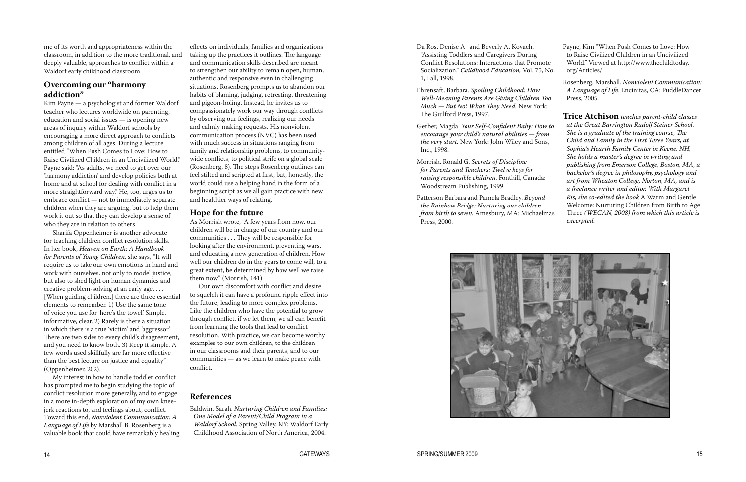me of its worth and appropriateness within the classroom, in addition to the more traditional, and deeply valuable, approaches to conflict within a Waldorf early childhood classroom.

## Overcoming our "harmony addiction"

Kim Payne — a psychologist and former Waldorf teacher who lectures worldwide on parenting, education and social issues — is opening new areas of inquiry within Waldorf schools by encouraging a more direct approach to conflicts among children of all ages. During a lecture entitled "When Push Comes to Love: How to Raise Civilized Children in an Uncivilized World," Payne said: "As adults, we need to get over our 'harmony addiction' and develop policies both at home and at school for dealing with conflict in a more straightforward way." He, too, urges us to embrace conflict — not to immediately separate children when they are arguing, but to help them work it out so that they can develop a sense of who they are in relation to others.

Sharifa Oppenheimer is another advocate for teaching children conflict resolution skills. In her book, *Heaven on Earth: A Handbook for Parents of Young Children*, she says, "It will require us to take our own emotions in hand and work with ourselves, not only to model justice, but also to shed light on human dynamics and creative problem-solving at an early age. . . . [When guiding children,] there are three essential elements to remember. 1) Use the same tone of voice you use for 'here's the towel.' Simple, informative, clear. 2) Rarely is there a situation in which there is a true 'victim' and 'aggressor.' There are two sides to every child's disagreement, and you need to know both. 3) Keep it simple. A few words used skillfully are far more effective than the best lecture on justice and equality" (Oppenheimer, 202).

My interest in how to handle toddler conflict has prompted me to begin studying the topic of conflict resolution more generally, and to engage in a more in-depth exploration of my own knee-jerk reactions to, and feelings about, conflict. Toward this end, *Nonviolent Communication: A Language of Life* by Marshall B. Rosenberg is a valuable book that could have remarkably healing effects on individuals, families and organizations taking up the practices it outlines. The language and communication skills described are meant to strengthen our ability to remain open, human, authentic and responsive even in challenging situations. Rosenberg prompts us to abandon our habits of blaming, judging, retreating, threatening and pigeon-holing. Instead, he invites us to compassionately work our way through conflicts by observing our feelings, realizing our needs and calmly making requests. His nonviolent communication process (NVC) has been used with much success in situations ranging from family and relationship problems, to community-wide conflicts, to political strife on a global scale (Rosenberg, 8). The steps Rosenberg outlines can feel stilted and scripted at first, but, honestly, the world could use a helping hand in the form of a beginning script as we all gain practice with new and healthier ways of relating.

## Hope for the future

As Morrish wrote, "A few years from now, our children will be in charge of our country and our communities . . . They will be responsible for looking after the environment, preventing wars, and educating a new generation of children. How well our children do in the years to come will, to a great extent, be determined by how well we raise them now" (Morrish, 141).

Our own discomfort with conflict and desire to squelch it can have a profound ripple effect into the future, leading to more complex problems. Like the children who have the potential to grow through conflict, if we let them, we all can benefit from learning the tools that lead to conflict resolution. With practice, we can become worthy examples to our own children, to the children in our classrooms and their parents, and to our communities — as we learn to make peace with conflict.

## References

Baldwin, Sarah. *Nurturing Children and Families: One Model of a Parent/Child Program in a Waldorf School.* Spring Valley, NY: Waldorf Early Childhood Association of North America, 2004.

Da Ros, Denise A. and Beverly A. Kovach. "Assisting Toddlers and Caregivers During Conflict Resolutions: Interactions that Promote Socialization." *Childhood Education,* Vol. 75, No. 1, Fall, 1998.

Ehrensaft, Barbara. *Spoiling Childhood: How Well-Meaning Parents Are Giving Children Too Much — But Not What They Need.* New York: The Guilford Press, 1997.

Gerber, Magda. *Your Self-Confident Baby: How to encourage your child's natural abilities — from the very start.* New York: John Wiley and Sons, Inc., 1998.

Morrish, Ronald G. *Secrets of Discipline for Parents and Teachers: Twelve keys for raising responsible children.* Fonthill, Canada: Woodstream Publishing, 1999.

Patterson Barbara and Pamela Bradley. *Beyond the Rainbow Bridge: Nurturing our children from birth to seven.* Amesbury, MA: Michaelmas Press, 2000.

Payne, Kim "When Push Comes to Love: How to Raise Civilized Children in an Uncivilized World." Viewed at http://www.thechildtoday.org/Articles/

Rosenberg, Marshall. *Nonviolent Communication: A Language of Life.* Encinitas, CA: PuddleDancer Press, 2005.

**Trice Atchison** *teaches parent-child classes at the Great Barrington Rudolf Steiner School. She is a graduate of the training course, The Child and Family in the First Three Years, at Sophia's Hearth Family Center in Keene, NH, She holds a master's degree in writing and publishing from Emerson College, Boston, MA, a bachelor's degree in philosophy, psychology and art from Wheaton College, Norton, MA, and is a freelance writer and editor. With Margaret Ris, she co-edited the book* A Warm and Gentle Welcome: Nurturing Children from Birth to Age Three *(WECAN, 2008) from which this article is excerpted.*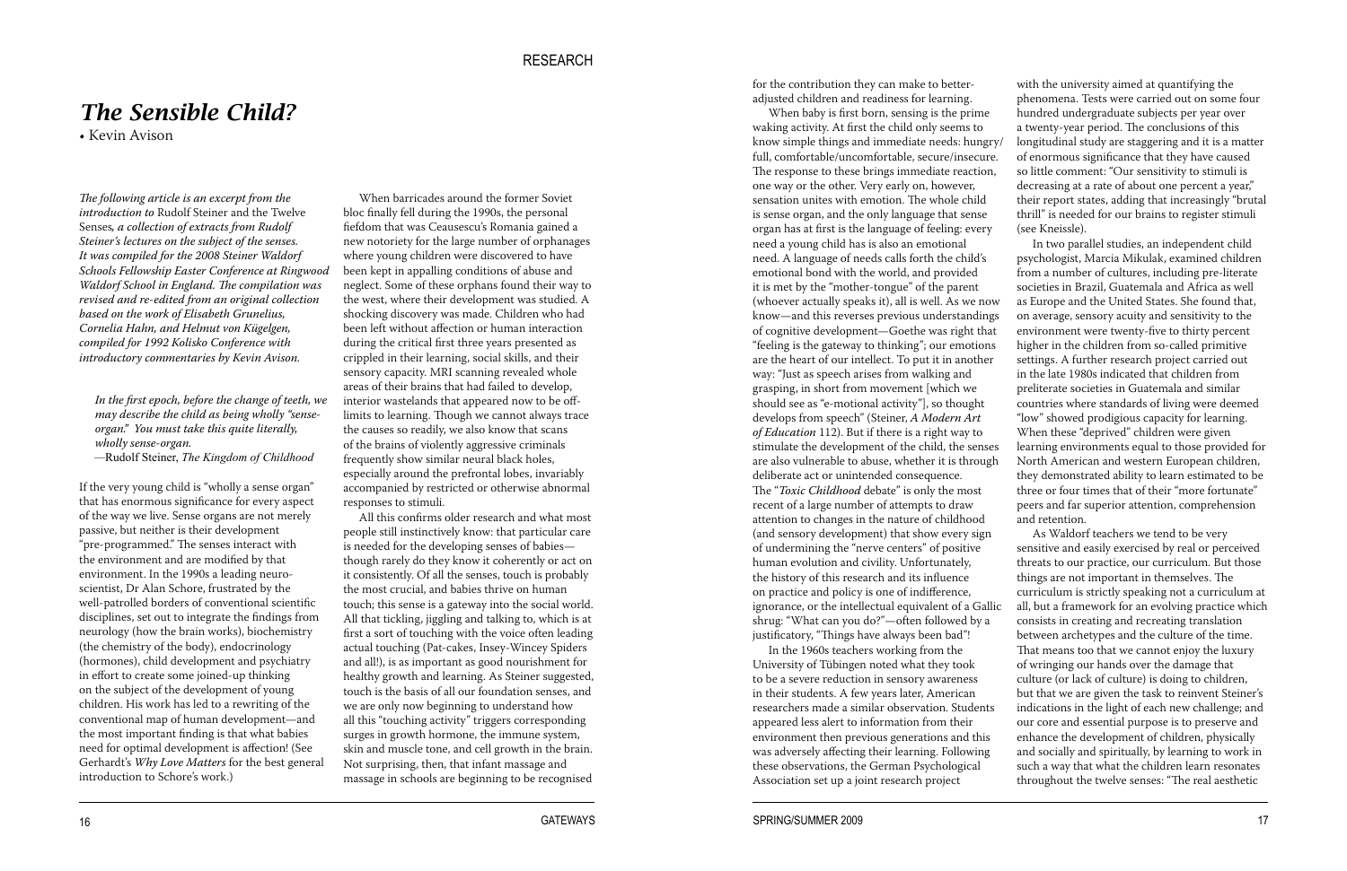# *The Sensible Child?*

• Kevin Avison

*The following article is an excerpt from the introduction to* Rudolf Steiner and the Twelve Senses*, a collection of extracts from Rudolf Steiner's lectures on the subject of the senses. It was compiled for the 2008 Steiner Waldorf Schools Fellowship Easter Conference at Ringwood Waldorf School in England. The compilation was revised and re-edited from an original collection based on the work of Elisabeth Grunelius, Cornelia Hahn, and Helmut von Kügelgen, compiled for 1992 Kolisko Conference with introductory commentaries by Kevin Avison.*

> *In the first epoch, before the change of teeth, we may describe the child as being wholly "sense-organ." You must take this quite literally, wholly sense-organ.*
>
> —Rudolf Steiner, *The Kingdom of Childhood*

If the very young child is "wholly a sense organ" that has enormous significance for every aspect of the way we live. Sense organs are not merely passive, but neither is their development "pre-programmed." The senses interact with the environment and are modified by that environment. In the 1990s a leading neuro-scientist, Dr Alan Schore, frustrated by the well-patrolled borders of conventional scientific disciplines, set out to integrate the findings from neurology (how the brain works), biochemistry (the chemistry of the body), endocrinology (hormones), child development and psychiatry in effort to create some joined-up thinking on the subject of the development of young children. His work has led to a rewriting of the conventional map of human development—and the most important finding is that what babies need for optimal development is affection! (See Gerhardt's *Why Love Matters* for the best general introduction to Schore's work.)

When barricades around the former Soviet bloc finally fell during the 1990s, the personal fiefdom that was Ceausescu's Romania gained a new notoriety for the large number of orphanages where young children were discovered to have been kept in appalling conditions of abuse and neglect. Some of these orphans found their way to the west, where their development was studied. A shocking discovery was made. Children who had been left without affection or human interaction during the critical first three years presented as crippled in their learning, social skills, and their sensory capacity. MRI scanning revealed whole areas of their brains that had failed to develop, interior wastelands that appeared now to be off-limits to learning. Though we cannot always trace the causes so readily, we also know that scans of the brains of violently aggressive criminals frequently show similar neural black holes, especially around the prefrontal lobes, invariably accompanied by restricted or otherwise abnormal responses to stimuli.

All this confirms older research and what most people still instinctively know: that particular care is needed for the developing senses of babies—though rarely do they know it coherently or act on it consistently. Of all the senses, touch is probably the most crucial, and babies thrive on human touch; this sense is a gateway into the social world. All that tickling, jiggling and talking to, which is at first a sort of touching with the voice often leading actual touching (Pat-cakes, Insey-Wincey Spiders and all!), is as important as good nourishment for healthy growth and learning. As Steiner suggested, touch is the basis of all our foundation senses, and we are only now beginning to understand how all this "touching activity" triggers corresponding surges in growth hormone, the immune system, skin and muscle tone, and cell growth in the brain. Not surprising, then, that infant massage and massage in schools are beginning to be recognised for the contribution they can make to better-adjusted children and readiness for learning.

When baby is first born, sensing is the prime waking activity. At first the child only seems to know simple things and immediate needs: hungry/full, comfortable/uncomfortable, secure/insecure. The response to these brings immediate reaction, one way or the other. Very early on, however, sensation unites with emotion. The whole child is sense organ, and the only language that sense organ has at first is the language of feeling: every need a young child has is also an emotional need. A language of needs calls forth the child's emotional bond with the world, and provided it is met by the "mother-tongue" of the parent (whoever actually speaks it), all is well. As we now know—and this reverses previous understandings of cognitive development—Goethe was right that "feeling is the gateway to thinking"; our emotions are the heart of our intellect. To put it in another way: "Just as speech arises from walking and grasping, in short from movement [which we should see as "e-motional activity"], so thought develops from speech" (Steiner, *A Modern Art of Education* 112). But if there is a right way to stimulate the development of the child, the senses are also vulnerable to abuse, whether it is through deliberate act or unintended consequence. The "*Toxic Childhood* debate" is only the most recent of a large number of attempts to draw attention to changes in the nature of childhood (and sensory development) that show every sign of undermining the "nerve centers" of positive human evolution and civility. Unfortunately, the history of this research and its influence on practice and policy is one of indifference, ignorance, or the intellectual equivalent of a Gallic shrug: "What can you do?"—often followed by a justificatory, "Things have always been bad"!

In the 1960s teachers working from the University of Tübingen noted what they took to be a severe reduction in sensory awareness in their students. A few years later, American researchers made a similar observation. Students appeared less alert to information from their environment then previous generations and this was adversely affecting their learning. Following these observations, the German Psychological Association set up a joint research project with the university aimed at quantifying the phenomena. Tests were carried out on some four hundred undergraduate subjects per year over a twenty-year period. The conclusions of this longitudinal study are staggering and it is a matter of enormous significance that they have caused so little comment: "Our sensitivity to stimuli is decreasing at a rate of about one percent a year," their report states, adding that increasingly "brutal thrill" is needed for our brains to register stimuli (see Kneissle).

In two parallel studies, an independent child psychologist, Marcia Mikulak, examined children from a number of cultures, including pre-literate societies in Brazil, Guatemala and Africa as well as Europe and the United States. She found that, on average, sensory acuity and sensitivity to the environment were twenty-five to thirty percent higher in the children from so-called primitive settings. A further research project carried out in the late 1980s indicated that children from preliterate societies in Guatemala and similar countries where standards of living were deemed "low" showed prodigious capacity for learning. When these "deprived" children were given learning environments equal to those provided for North American and western European children, they demonstrated ability to learn estimated to be three or four times that of their "more fortunate" peers and far superior attention, comprehension and retention.

As Waldorf teachers we tend to be very sensitive and easily exercised by real or perceived threats to our practice, our curriculum. But those things are not important in themselves. The curriculum is strictly speaking not a curriculum at all, but a framework for an evolving practice which consists in creating and recreating translation between archetypes and the culture of the time. That means too that we cannot enjoy the luxury of wringing our hands over the damage that culture (or lack of culture) is doing to children, but that we are given the task to reinvent Steiner's indications in the light of each new challenge; and our core and essential purpose is to preserve and enhance the development of children, physically and socially and spiritually, by learning to work in such a way that what the children learn resonates throughout the twelve senses: "The real aesthetic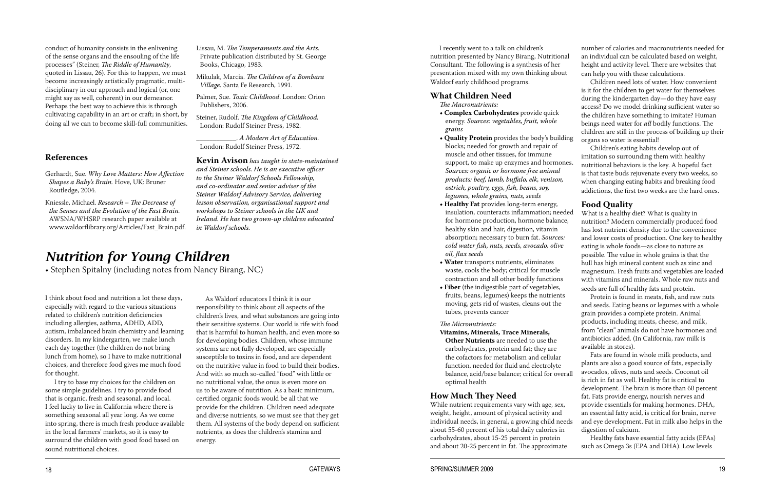conduct of humanity consists in the enlivening of the sense organs and the ensouling of the life processes" (Steiner, *The Riddle of Humanity*, quoted in Lissau, 26). For this to happen, we must become increasingly artistically pragmatic, multi-disciplinary in our approach and logical (or, one might say as well, coherent) in our demeanor. Perhaps the best way to achieve this is through cultivating capability in an art or craft; in short, by doing all we can to become skill-full communities.

### References

Gerhardt, Sue. *Why Love Matters: How Affection Shapes a Baby's Brain.* Hove, UK: Bruner Routledge, 2004.

Kniessle, Michael. *Research – The Decrease of the Senses and the Evolution of the Fast Brain.* AWSNA/WHSRP research paper available at www.waldorflibrary.org/Articles/Fast_Brain.pdf.

Lissau, M. *The Temperaments and the Arts.* Private publication distributed by St. George Books, Chicago, 1983.

Mikulak, Marcia. *The Children of a Bombara Village.* Santa Fe Research, 1991.

Palmer, Sue. *Toxic Childhood*. London: Orion Publishers, 2006.

Steiner, Rudolf. *The Kingdom of Childhood.* London: Rudolf Steiner Press, 1982.

\_\_\_\_\_\_\_\_\_\_\_\_. *A Modern Art of Education.* London: Rudolf Steiner Press, 1972.

**Kevin Avison** *has taught in state-maintained and Steiner schools. He is an executive officer to the Steiner Waldorf Schools Fellowship, and co-ordinator and senior adviser of the Steiner Waldorf Advisory Service, delivering lesson observation, organisational support and workshops to Steiner schools in the UK and Ireland. He has two grown-up children educated in Waldorf schools.*

# Nutrition for Young Children

• Stephen Spitalny (including notes from Nancy Birang, NC)

I think about food and nutrition a lot these days, especially with regard to the various situations related to children's nutrition deficiencies including allergies, asthma, ADHD, ADD, autism, imbalanced brain chemistry and learning disorders. In my kindergarten, we make lunch each day together (the children do not bring lunch from home), so I have to make nutritional choices, and therefore food gives me much food for thought.

I try to base my choices for the children on some simple guidelines. I try to provide food that is organic, fresh and seasonal, and local. I feel lucky to live in California where there is something seasonal all year long. As we come into spring, there is much fresh produce available in the local farmers' markets, so it is easy to surround the children with good food based on sound nutritional choices.

As Waldorf educators I think it is our responsibility to think about all aspects of the children's lives, and what substances are going into their sensitive systems. Our world is rife with food that is harmful to human health, and even more so for developing bodies. Children, whose immune systems are not fully developed, are especially susceptible to toxins in food, and are dependent on the nutritive value in food to build their bodies. And with so much so-called "food" with little or no nutritional value, the onus is even more on us to be aware of nutrition. As a basic minimum, certified organic foods would be all that we provide for the children. Children need adequate and diverse nutrients, so we must see that they get them. All systems of the body depend on sufficient nutrients, as does the children's stamina and energy.

I recently went to a talk on children's nutrition presented by Nancy Birang, Nutritional Consultant. The following is a synthesis of her presentation mixed with my own thinking about Waldorf early childhood programs.

## What Children Need

*The Macronutrients:*

- **Complex Carbohydrates** provide quick energy. *Sources: vegetables, fruit, whole grains*
- **Quality Protein** provides the body's building blocks; needed for growth and repair of muscle and other tissues, for immune support, to make up enzymes and hormones. *Sources: organic or hormone free animal products: beef, lamb, buffalo, elk, venison, ostrich, poultry, eggs, fish, beans, soy, legumes, whole grains, nuts, seeds*
- **Healthy Fat** provides long-term energy, insulation, counteracts inflammation; needed for hormone production, hormone balance, healthy skin and hair, digestion, vitamin absorption; necessary to burn fat. *Sources: cold water fish, nuts, seeds, avocado, olive oil, flax seeds*
- **Water** transports nutrients, eliminates waste, cools the body; critical for muscle contraction and all other bodily functions
- **Fiber** (the indigestible part of vegetables, fruits, beans, legumes) keeps the nutrients moving, gets rid of wastes, cleans out the tubes, prevents cancer

*The Micronutrients:*

**Vitamins, Minerals, Trace Minerals, Other Nutrients** are needed to use the carbohydrates, protein and fat; they are the cofactors for metabolism and cellular function, needed for fluid and electrolyte balance, acid/base balance; critical for overall optimal health

## How Much They Need

While nutrient requirements vary with age, sex, weight, height, amount of physical activity and individual needs, in general, a growing child needs about 55-60 percent of his total daily calories in carbohydrates, about 15-25 percent in protein and about 20-25 percent in fat. The approximate number of calories and macronutrients needed for an individual can be calculated based on weight, height and activity level. There are websites that can help you with these calculations.

Children need lots of water. How convenient is it for the children to get water for themselves during the kindergarten day—do they have easy access? Do we model drinking sufficient water so the children have something to imitate? Human beings need water for *all* bodily functions. The children are still in the process of building up their organs so water is essential!

Children's eating habits develop out of imitation so surrounding them with healthy nutritional behaviors is the key. A hopeful fact is that taste buds rejuvenate every two weeks, so when changing eating habits and breaking food addictions, the first two weeks are the hard ones.

## Food Quality

What is a healthy diet? What is quality in nutrition? Modern commercially produced food has lost nutrient density due to the convenience and lower costs of production. One key to healthy eating is whole foods—as close to nature as possible. The value in whole grains is that the hull has high mineral content such as zinc and magnesium. Fresh fruits and vegetables are loaded with vitamins and minerals. Whole raw nuts and seeds are full of healthy fats and protein.

Protein is found in meats, fish, and raw nuts and seeds. Eating beans or legumes with a whole grain provides a complete protein. Animal products, including meats, cheese, and milk, from "clean" animals do not have hormones and antibiotics added. (In California, raw milk is available in stores).

Fats are found in whole milk products, and plants are also a good source of fats, especially avocados, olives, nuts and seeds. Coconut oil is rich in fat as well. Healthy fat is critical to development. The brain is more than 60 percent fat. Fats provide energy, nourish nerves and provide essentials for making hormones. DHA, an essential fatty acid, is critical for brain, nerve and eye development. Fat in milk also helps in the digestion of calcium.

Healthy fats have essential fatty acids (EFAs) such as Omega 3s (EPA and DHA). Low levels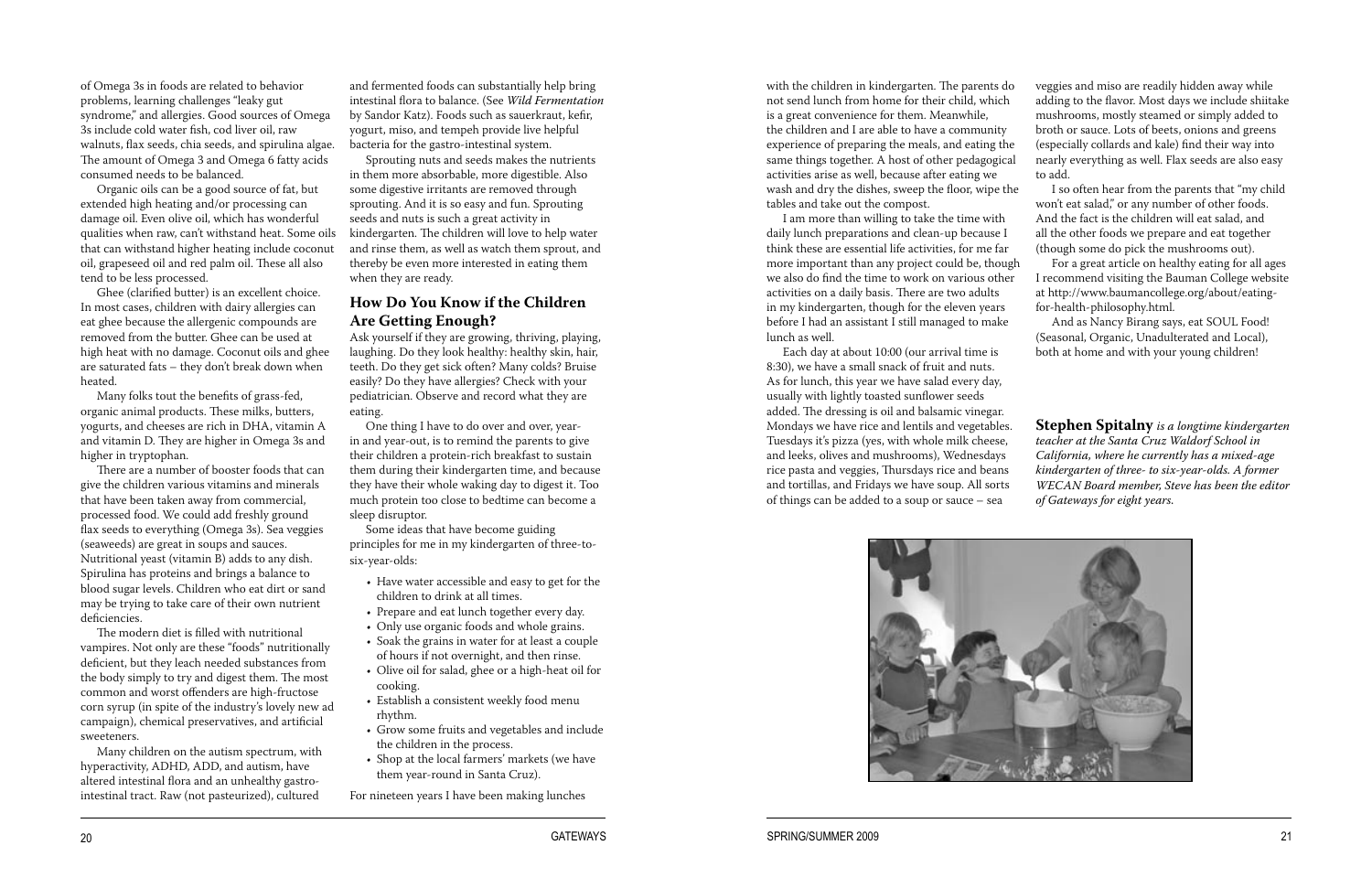of Omega 3s in foods are related to behavior problems, learning challenges "leaky gut syndrome," and allergies. Good sources of Omega 3s include cold water fish, cod liver oil, raw walnuts, flax seeds, chia seeds, and spirulina algae. The amount of Omega 3 and Omega 6 fatty acids consumed needs to be balanced.

Organic oils can be a good source of fat, but extended high heating and/or processing can damage oil. Even olive oil, which has wonderful qualities when raw, can't withstand heat. Some oils that can withstand higher heating include coconut oil, grapeseed oil and red palm oil. These all also tend to be less processed.

Ghee (clarified butter) is an excellent choice. In most cases, children with dairy allergies can eat ghee because the allergenic compounds are removed from the butter. Ghee can be used at high heat with no damage. Coconut oils and ghee are saturated fats – they don't break down when heated.

Many folks tout the benefits of grass-fed, organic animal products. These milks, butters, yogurts, and cheeses are rich in DHA, vitamin A and vitamin D. They are higher in Omega 3s and higher in tryptophan.

There are a number of booster foods that can give the children various vitamins and minerals that have been taken away from commercial, processed food. We could add freshly ground flax seeds to everything (Omega 3s). Sea veggies (seaweeds) are great in soups and sauces. Nutritional yeast (vitamin B) adds to any dish. Spirulina has proteins and brings a balance to blood sugar levels. Children who eat dirt or sand may be trying to take care of their own nutrient deficiencies.

The modern diet is filled with nutritional vampires. Not only are these "foods" nutritionally deficient, but they leach needed substances from the body simply to try and digest them. The most common and worst offenders are high-fructose corn syrup (in spite of the industry's lovely new ad campaign), chemical preservatives, and artificial sweeteners.

Many children on the autism spectrum, with hyperactivity, ADHD, ADD, and autism, have altered intestinal flora and an unhealthy gastro-intestinal tract. Raw (not pasteurized), cultured and fermented foods can substantially help bring intestinal flora to balance. (See *Wild Fermentation* by Sandor Katz). Foods such as sauerkraut, kefir, yogurt, miso, and tempeh provide live helpful bacteria for the gastro-intestinal system.

Sprouting nuts and seeds makes the nutrients in them more absorbable, more digestible. Also some digestive irritants are removed through sprouting. And it is so easy and fun. Sprouting seeds and nuts is such a great activity in kindergarten. The children will love to help water and rinse them, as well as watch them sprout, and thereby be even more interested in eating them when they are ready.

## How Do You Know if the Children Are Getting Enough?

Ask yourself if they are growing, thriving, playing, laughing. Do they look healthy: healthy skin, hair, teeth. Do they get sick often? Many colds? Bruise easily? Do they have allergies? Check with your pediatrician. Observe and record what they are eating.

One thing I have to do over and over, year-in and year-out, is to remind the parents to give their children a protein-rich breakfast to sustain them during their kindergarten time, and because they have their whole waking day to digest it. Too much protein too close to bedtime can become a sleep disruptor.

Some ideas that have become guiding principles for me in my kindergarten of three-to-six-year-olds:

- Have water accessible and easy to get for the children to drink at all times.
- Prepare and eat lunch together every day.
- Only use organic foods and whole grains.
- Soak the grains in water for at least a couple of hours if not overnight, and then rinse.
- Olive oil for salad, ghee or a high-heat oil for cooking.
- Establish a consistent weekly food menu rhythm.
- Grow some fruits and vegetables and include the children in the process.
- Shop at the local farmers' markets (we have them year-round in Santa Cruz).

For nineteen years I have been making lunches with the children in kindergarten. The parents do not send lunch from home for their child, which is a great convenience for them. Meanwhile, the children and I are able to have a community experience of preparing the meals, and eating the same things together. A host of other pedagogical activities arise as well, because after eating we wash and dry the dishes, sweep the floor, wipe the tables and take out the compost.

I am more than willing to take the time with daily lunch preparations and clean-up because I think these are essential life activities, for me far more important than any project could be, though we also do find the time to work on various other activities on a daily basis. There are two adults in my kindergarten, though for the eleven years before I had an assistant I still managed to make lunch as well.

Each day at about 10:00 (our arrival time is 8:30), we have a small snack of fruit and nuts. As for lunch, this year we have salad every day, usually with lightly toasted sunflower seeds added. The dressing is oil and balsamic vinegar. Mondays we have rice and lentils and vegetables. Tuesdays it's pizza (yes, with whole milk cheese, and leeks, olives and mushrooms), Wednesdays rice pasta and veggies, Thursdays rice and beans and tortillas, and Fridays we have soup. All sorts of things can be added to a soup or sauce – sea veggies and miso are readily hidden away while adding to the flavor. Most days we include shiitake mushrooms, mostly steamed or simply added to broth or sauce. Lots of beets, onions and greens (especially collards and kale) find their way into nearly everything as well. Flax seeds are also easy to add.

I so often hear from the parents that "my child won't eat salad," or any number of other foods. And the fact is the children will eat salad, and all the other foods we prepare and eat together (though some do pick the mushrooms out).

For a great article on healthy eating for all ages I recommend visiting the Bauman College website at http://www.baumancollege.org/about/eating-for-health-philosophy.html.

And as Nancy Birang says, eat SOUL Food! (Seasonal, Organic, Unadulterated and Local), both at home and with your young children!

**Stephen Spitalny** *is a longtime kindergarten teacher at the Santa Cruz Waldorf School in California, where he currently has a mixed-age kindergarten of three- to six-year-olds. A former WECAN Board member, Steve has been the editor of Gateways for eight years.*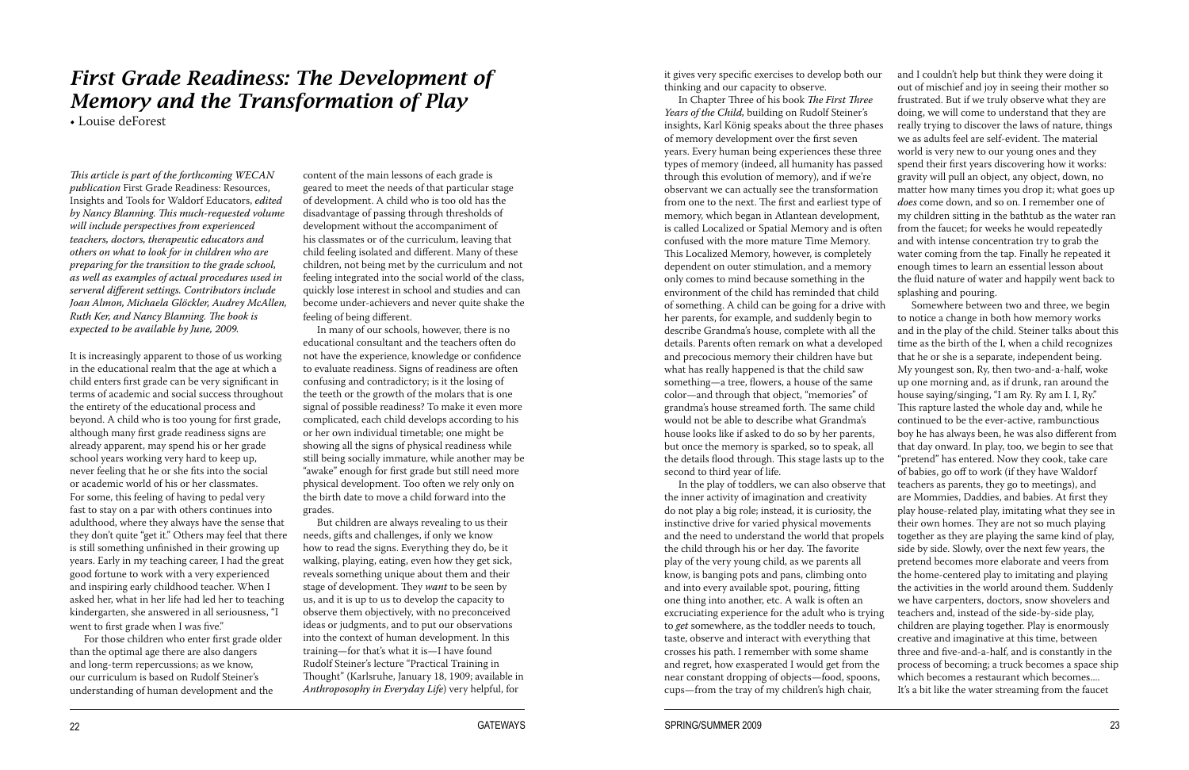# *First Grade Readiness: The Development of Memory and the Transformation of Play*

• Louise deForest

*This article is part of the forthcoming WECAN publication* First Grade Readiness: Resources, Insights and Tools for Waldorf Educators, *edited by Nancy Blanning. This much-requested volume will include perspectives from experienced teachers, doctors, therapeutic educators and others on what to look for in children who are preparing for the transition to the grade school, as well as examples of actual procedures used in serveral different settings. Contributors include Joan Almon, Michaela Glöckler, Audrey McAllen, Ruth Ker, and Nancy Blanning. The book is expected to be available by June, 2009.*

It is increasingly apparent to those of us working in the educational realm that the age at which a child enters first grade can be very significant in terms of academic and social success throughout the entirety of the educational process and beyond. A child who is too young for first grade, although many first grade readiness signs are already apparent, may spend his or her grade school years working very hard to keep up, never feeling that he or she fits into the social or academic world of his or her classmates. For some, this feeling of having to pedal very fast to stay on a par with others continues into adulthood, where they always have the sense that they don't quite "get it." Others may feel that there is still something unfinished in their growing up years. Early in my teaching career, I had the great good fortune to work with a very experienced and inspiring early childhood teacher. When I asked her, what in her life had led her to teaching kindergarten, she answered in all seriousness, "I went to first grade when I was five."

For those children who enter first grade older than the optimal age there are also dangers and long-term repercussions; as we know, our curriculum is based on Rudolf Steiner's understanding of human development and the content of the main lessons of each grade is geared to meet the needs of that particular stage of development. A child who is too old has the disadvantage of passing through thresholds of development without the accompaniment of his classmates or of the curriculum, leaving that child feeling isolated and different. Many of these children, not being met by the curriculum and not feeling integrated into the social world of the class, quickly lose interest in school and studies and can become under-achievers and never quite shake the feeling of being different.

In many of our schools, however, there is no educational consultant and the teachers often do not have the experience, knowledge or confidence to evaluate readiness. Signs of readiness are often confusing and contradictory; is it the losing of the teeth or the growth of the molars that is one signal of possible readiness? To make it even more complicated, each child develops according to his or her own individual timetable; one might be showing all the signs of physical readiness while still being socially immature, while another may be "awake" enough for first grade but still need more physical development. Too often we rely only on the birth date to move a child forward into the grades.

But children are always revealing to us their needs, gifts and challenges, if only we know how to read the signs. Everything they do, be it walking, playing, eating, even how they get sick, reveals something unique about them and their stage of development. They *want* to be seen by us, and it is up to us to develop the capacity to observe them objectively, with no preconceived ideas or judgments, and to put our observations into the context of human development. In this training—for that's what it is—I have found Rudolf Steiner's lecture "Practical Training in Thought" (Karlsruhe, January 18, 1909; available in *Anthroposophy in Everyday Life*) very helpful, for it gives very specific exercises to develop both our thinking and our capacity to observe.

In Chapter Three of his book *The First Three Years of the Child*, building on Rudolf Steiner's insights, Karl König speaks about the three phases of memory development over the first seven years. Every human being experiences these three types of memory (indeed, all humanity has passed through this evolution of memory), and if we're observant we can actually see the transformation from one to the next. The first and earliest type of memory, which began in Atlantean development, is called Localized or Spatial Memory and is often confused with the more mature Time Memory. This Localized Memory, however, is completely dependent on outer stimulation, and a memory only comes to mind because something in the environment of the child has reminded that child of something. A child can be going for a drive with her parents, for example, and suddenly begin to describe Grandma's house, complete with all the details. Parents often remark on what a developed and precocious memory their children have but what has really happened is that the child saw something—a tree, flowers, a house of the same color—and through that object, "memories" of grandma's house streamed forth. The same child would not be able to describe what Grandma's house looks like if asked to do so by her parents, but once the memory is sparked, so to speak, all the details flood through. This stage lasts up to the second to third year of life.

In the play of toddlers, we can also observe that the inner activity of imagination and creativity do not play a big role; instead, it is curiosity, the instinctive drive for varied physical movements and the need to understand the world that propels the child through his or her day. The favorite play of the very young child, as we parents all know, is banging pots and pans, climbing onto and into every available spot, pouring, fitting one thing into another, etc. A walk is often an excruciating experience for the adult who is trying to *get* somewhere, as the toddler needs to touch, taste, observe and interact with everything that crosses his path. I remember with some shame and regret, how exasperated I would get from the near constant dropping of objects—food, spoons, cups—from the tray of my children's high chair, and I couldn't help but think they were doing it out of mischief and joy in seeing their mother so frustrated. But if we truly observe what they are doing, we will come to understand that they are really trying to discover the laws of nature, things we as adults feel are self-evident. The material world is very new to our young ones and they spend their first years discovering how it works: gravity will pull an object, any object, down, no matter how many times you drop it; what goes up *does* come down, and so on. I remember one of my children sitting in the bathtub as the water ran from the faucet; for weeks he would repeatedly and with intense concentration try to grab the water coming from the tap. Finally he repeated it enough times to learn an essential lesson about the fluid nature of water and happily went back to splashing and pouring.

Somewhere between two and three, we begin to notice a change in both how memory works and in the play of the child. Steiner talks about this time as the birth of the I, when a child recognizes that he or she is a separate, independent being. My youngest son, Ry, then two-and-a-half, woke up one morning and, as if drunk, ran around the house saying/singing, "I am Ry. Ry am I. I, Ry." This rapture lasted the whole day and, while he continued to be the ever-active, rambunctious boy he has always been, he was also different from that day onward. In play, too, we begin to see that "pretend" has entered. Now they cook, take care of babies, go off to work (if they have Waldorf teachers as parents, they go to meetings), and are Mommies, Daddies, and babies. At first they play house-related play, imitating what they see in their own homes. They are not so much playing together as they are playing the same kind of play, side by side. Slowly, over the next few years, the pretend becomes more elaborate and veers from the home-centered play to imitating and playing the activities in the world around them. Suddenly we have carpenters, doctors, snow shovelers and teachers and, instead of the side-by-side play, children are playing together. Play is enormously creative and imaginative at this time, between three and five-and-a-half, and is constantly in the process of becoming; a truck becomes a space ship which becomes a restaurant which becomes.... It's a bit like the water streaming from the faucet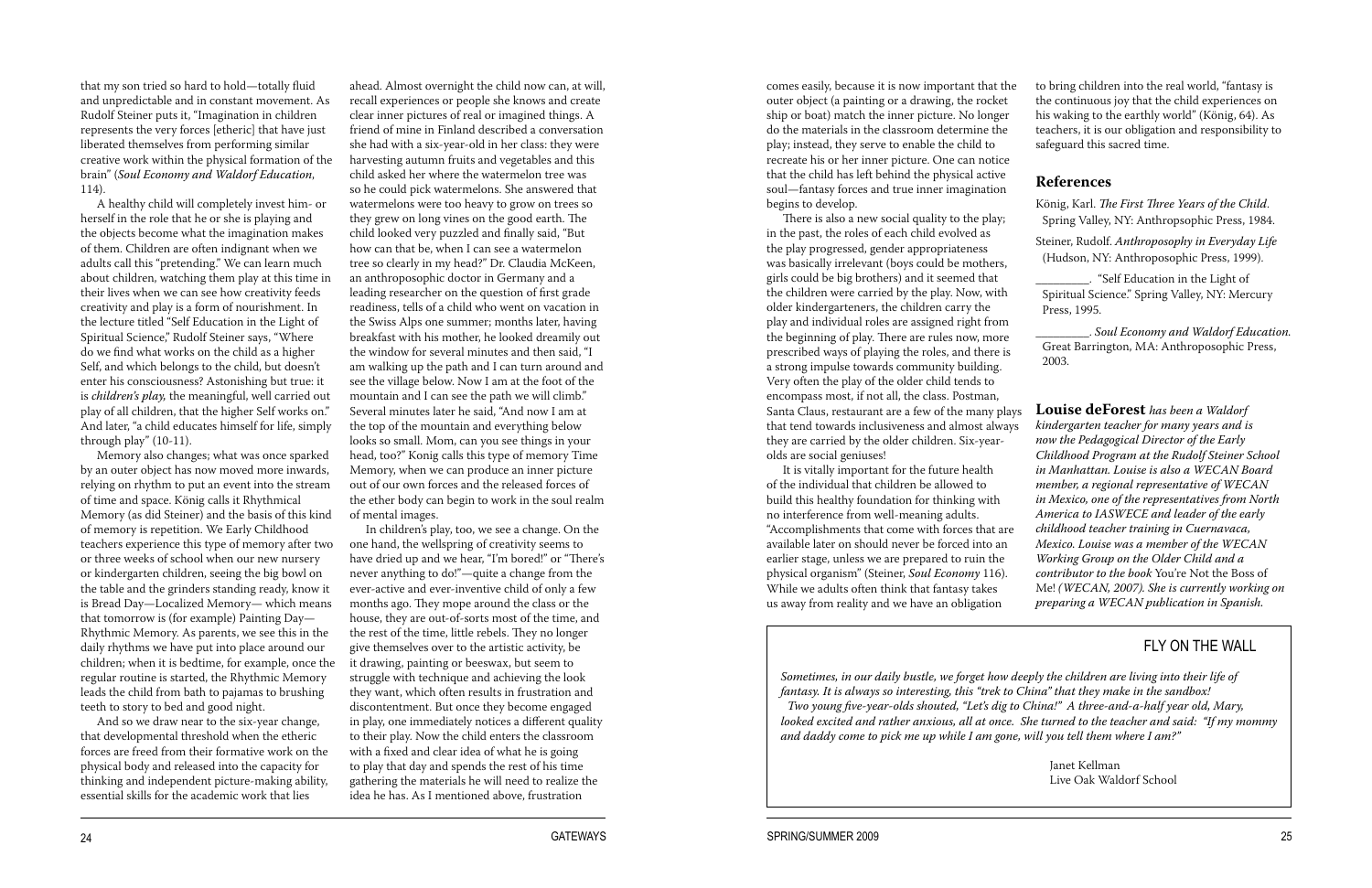that my son tried so hard to hold—totally fluid and unpredictable and in constant movement. As Rudolf Steiner puts it, "Imagination in children represents the very forces [etheric] that have just liberated themselves from performing similar creative work within the physical formation of the brain" (*Soul Economy and Waldorf Education*, 114).

A healthy child will completely invest him- or herself in the role that he or she is playing and the objects become what the imagination makes of them. Children are often indignant when we adults call this "pretending." We can learn much about children, watching them play at this time in their lives when we can see how creativity feeds creativity and play is a form of nourishment. In the lecture titled "Self Education in the Light of Spiritual Science," Rudolf Steiner says, "Where do we find what works on the child as a higher Self, and which belongs to the child, but doesn't enter his consciousness? Astonishing but true: it is *children's play*, the meaningful, well carried out play of all children, that the higher Self works on." And later, "a child educates himself for life, simply through play" (10-11).

Memory also changes; what was once sparked by an outer object has now moved more inwards, relying on rhythm to put an event into the stream of time and space. König calls it Rhythmical Memory (as did Steiner) and the basis of this kind of memory is repetition. We Early Childhood teachers experience this type of memory after two or three weeks of school when our new nursery or kindergarten children, seeing the big bowl on the table and the grinders standing ready, know it is Bread Day—Localized Memory— which means that tomorrow is (for example) Painting Day—Rhythmic Memory. As parents, we see this in the daily rhythms we have put into place around our children; when it is bedtime, for example, once the regular routine is started, the Rhythmic Memory leads the child from bath to pajamas to brushing teeth to story to bed and good night.

And so we draw near to the six-year change, that developmental threshold when the etheric forces are freed from their formative work on the physical body and released into the capacity for thinking and independent picture-making ability, essential skills for the academic work that lies ahead. Almost overnight the child now can, at will, recall experiences or people she knows and create clear inner pictures of real or imagined things. A friend of mine in Finland described a conversation she had with a six-year-old in her class: they were harvesting autumn fruits and vegetables and this child asked her where the watermelon tree was so he could pick watermelons. She answered that watermelons were too heavy to grow on trees so they grew on long vines on the good earth. The child looked very puzzled and finally said, "But how can that be, when I can see a watermelon tree so clearly in my head?" Dr. Claudia McKeen, an anthroposophic doctor in Germany and a leading researcher on the question of first grade readiness, tells of a child who went on vacation in the Swiss Alps one summer; months later, having breakfast with his mother, he looked dreamily out the window for several minutes and then said, "I am walking up the path and I can turn around and see the village below. Now I am at the foot of the mountain and I can see the path we will climb." Several minutes later he said, "And now I am at the top of the mountain and everything below looks so small. Mom, can you see things in your head, too?" Konig calls this type of memory Time Memory, when we can produce an inner picture out of our own forces and the released forces of the ether body can begin to work in the soul realm of mental images.

In children's play, too, we see a change. On the one hand, the wellspring of creativity seems to have dried up and we hear, "I'm bored!" or "There's never anything to do!"—quite a change from the ever-active and ever-inventive child of only a few months ago. They mope around the class or the house, they are out-of-sorts most of the time, and the rest of the time, little rebels. They no longer give themselves over to the artistic activity, be it drawing, painting or beeswax, but seem to struggle with technique and achieving the look they want, which often results in frustration and discontentment. But once they become engaged in play, one immediately notices a different quality to their play. Now the child enters the classroom with a fixed and clear idea of what he is going to play that day and spends the rest of his time gathering the materials he will need to realize the idea he has. As I mentioned above, frustration comes easily, because it is now important that the outer object (a painting or a drawing, the rocket ship or boat) match the inner picture. No longer do the materials in the classroom determine the play; instead, they serve to enable the child to recreate his or her inner picture. One can notice that the child has left behind the physical active soul—fantasy forces and true inner imagination begins to develop.

There is also a new social quality to the play; in the past, the roles of each child evolved as the play progressed, gender appropriateness was basically irrelevant (boys could be mothers, girls could be big brothers) and it seemed that the children were carried by the play. Now, with older kindergarteners, the children carry the play and individual roles are assigned right from the beginning of play. There are rules now, more prescribed ways of playing the roles, and there is a strong impulse towards community building. Very often the play of the older child tends to encompass most, if not all, the class. Postman, Santa Claus, restaurant are a few of the many plays that tend towards inclusiveness and almost always they are carried by the older children. Six-year-olds are social geniuses!

It is vitally important for the future health of the individual that children be allowed to build this healthy foundation for thinking with no interference from well-meaning adults. "Accomplishments that come with forces that are available later on should never be forced into an earlier stage, unless we are prepared to ruin the physical organism" (Steiner, *Soul Economy* 116). While we adults often think that fantasy takes us away from reality and we have an obligation to bring children into the real world, "fantasy is the continuous joy that the child experiences on his waking to the earthly world" (König, 64). As teachers, it is our obligation and responsibility to safeguard this sacred time.

## References

König, Karl. *The First Three Years of the Child*. Spring Valley, NY: Anthropsophic Press, 1984.

Steiner, Rudolf. *Anthroposophy in Everyday Life* (Hudson, NY: Anthroposophic Press, 1999).

_________. "Self Education in the Light of Spiritual Science." Spring Valley, NY: Mercury Press, 1995.

_________. *Soul Economy and Waldorf Education*. Great Barrington, MA: Anthroposophic Press, 2003.

**Louise deForest** *has been a Waldorf kindergarten teacher for many years and is now the Pedagogical Director of the Early Childhood Program at the Rudolf Steiner School in Manhattan. Louise is also a WECAN Board member, a regional representative of WECAN in Mexico, one of the representatives from North America to IASWECE and leader of the early childhood teacher training in Cuernavaca, Mexico. Louise was a member of the WECAN Working Group on the Older Child and a contributor to the book* You're Not the Boss of Me! *(WECAN, 2007). She is currently working on preparing a WECAN publication in Spanish.*

## FLY ON THE WALL

*Sometimes, in our daily bustle, we forget how deeply the children are living into their life of fantasy. It is always so interesting, this "trek to China" that they make in the sandbox!*

*Two young five-year-olds shouted, "Let's dig to China!" A three-and-a-half year old, Mary, looked excited and rather anxious, all at once. She turned to the teacher and said: "If my mommy and daddy come to pick me up while I am gone, will you tell them where I am?"*

Janet Kellman
Live Oak Waldorf School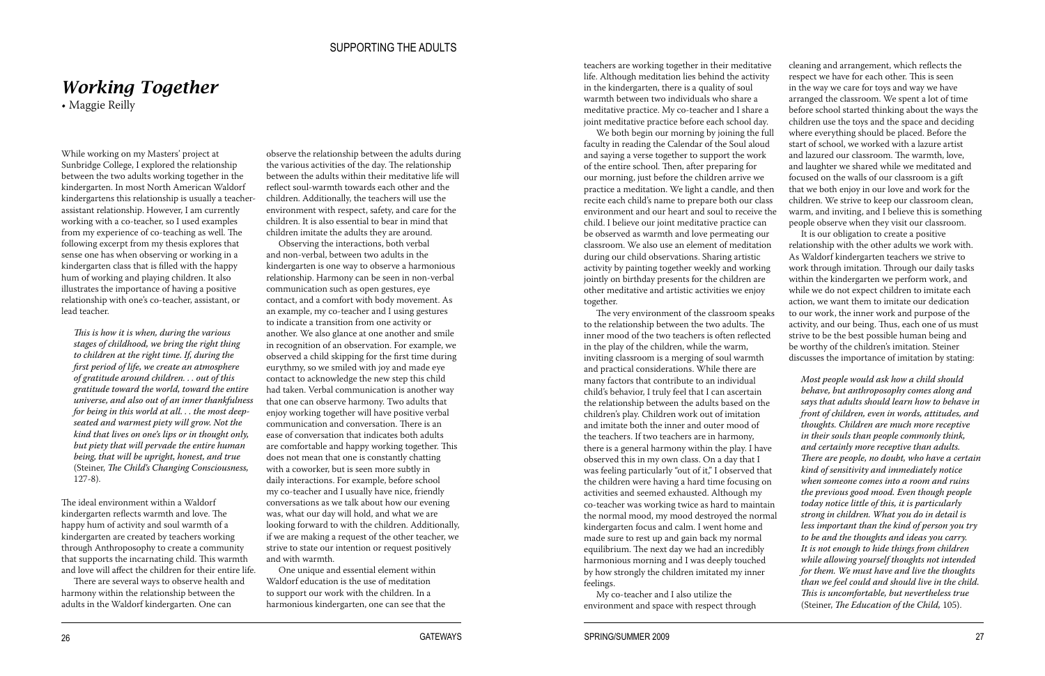# *Working Together*

• Maggie Reilly

While working on my Masters' project at Sunbridge College, I explored the relationship between the two adults working together in the kindergarten. In most North American Waldorf kindergartens this relationship is usually a teacher-assistant relationship. However, I am currently working with a co-teacher, so I used examples from my experience of co-teaching as well. The following excerpt from my thesis explores that sense one has when observing or working in a kindergarten class that is filled with the happy hum of working and playing children. It also illustrates the importance of having a positive relationship with one's co-teacher, assistant, or lead teacher.

> *This is how it is when, during the various stages of childhood, we bring the right thing to children at the right time. If, during the first period of life, we create an atmosphere of gratitude around children. . . out of this gratitude toward the world, toward the entire universe, and also out of an inner thankfulness for being in this world at all. . . the most deep-seated and warmest piety will grow. Not the kind that lives on one's lips or in thought only, but piety that will pervade the entire human being, that will be upright, honest, and true* (Steiner, *The Child's Changing Consciousness,* 127-8).

The ideal environment within a Waldorf kindergarten reflects warmth and love. The happy hum of activity and soul warmth of a kindergarten are created by teachers working through Anthroposophy to create a community that supports the incarnating child. This warmth and love will affect the children for their entire life.

There are several ways to observe health and harmony within the relationship between the adults in the Waldorf kindergarten. One can observe the relationship between the adults during the various activities of the day. The relationship between the adults within their meditative life will reflect soul-warmth towards each other and the children. Additionally, the teachers will use the environment with respect, safety, and care for the children. It is also essential to bear in mind that children imitate the adults they are around.

Observing the interactions, both verbal and non-verbal, between two adults in the kindergarten is one way to observe a harmonious relationship. Harmony can be seen in non-verbal communication such as open gestures, eye contact, and a comfort with body movement. As an example, my co-teacher and I using gestures to indicate a transition from one activity or another. We also glance at one another and smile in recognition of an observation. For example, we observed a child skipping for the first time during eurythmy, so we smiled with joy and made eye contact to acknowledge the new step this child had taken. Verbal communication is another way that one can observe harmony. Two adults that enjoy working together will have positive verbal communication and conversation. There is an ease of conversation that indicates both adults are comfortable and happy working together. This does not mean that one is constantly chatting with a coworker, but is seen more subtly in daily interactions. For example, before school my co-teacher and I usually have nice, friendly conversations as we talk about how our evening was, what our day will hold, and what we are looking forward to with the children. Additionally, if we are making a request of the other teacher, we strive to state our intention or request positively and with warmth.

One unique and essential element within Waldorf education is the use of meditation to support our work with the children. In a harmonious kindergarten, one can see that the teachers are working together in their meditative life. Although meditation lies behind the activity in the kindergarten, there is a quality of soul warmth between two individuals who share a meditative practice. My co-teacher and I share a joint meditative practice before each school day.

We both begin our morning by joining the full faculty in reading the Calendar of the Soul aloud and saying a verse together to support the work of the entire school. Then, after preparing for our morning, just before the children arrive we practice a meditation. We light a candle, and then recite each child's name to prepare both our class environment and our heart and soul to receive the child. I believe our joint meditative practice can be observed as warmth and love permeating our classroom. We also use an element of meditation during our child observations. Sharing artistic activity by painting together weekly and working jointly on birthday presents for the children are other meditative and artistic activities we enjoy together.

The very environment of the classroom speaks to the relationship between the two adults. The inner mood of the two teachers is often reflected in the play of the children, while the warm, inviting classroom is a merging of soul warmth and practical considerations. While there are many factors that contribute to an individual child's behavior, I truly feel that I can ascertain the relationship between the adults based on the children's play. Children work out of imitation and imitate both the inner and outer mood of the teachers. If two teachers are in harmony, there is a general harmony within the play. I have observed this in my own class. On a day that I was feeling particularly "out of it," I observed that the children were having a hard time focusing on activities and seemed exhausted. Although my co-teacher was working twice as hard to maintain the normal mood, my mood destroyed the normal kindergarten focus and calm. I went home and made sure to rest up and gain back my normal equilibrium. The next day we had an incredibly harmonious morning and I was deeply touched by how strongly the children imitated my inner feelings.

My co-teacher and I also utilize the environment and space with respect through cleaning and arrangement, which reflects the respect we have for each other. This is seen in the way we care for toys and way we have arranged the classroom. We spent a lot of time before school started thinking about the ways the children use the toys and the space and deciding where everything should be placed. Before the start of school, we worked with a lazure artist and lazured our classroom. The warmth, love, and laughter we shared while we meditated and focused on the walls of our classroom is a gift that we both enjoy in our love and work for the children. We strive to keep our classroom clean, warm, and inviting, and I believe this is something people observe when they visit our classroom.

It is our obligation to create a positive relationship with the other adults we work with. As Waldorf kindergarten teachers we strive to work through imitation. Through our daily tasks within the kindergarten we perform work, and while we do not expect children to imitate each action, we want them to imitate our dedication to our work, the inner work and purpose of the activity, and our being. Thus, each one of us must strive to be the best possible human being and be worthy of the children's imitation. Steiner discusses the importance of imitation by stating:

> *Most people would ask how a child should behave, but anthroposophy comes along and says that adults should learn how to behave in front of children, even in words, attitudes, and thoughts. Children are much more receptive in their souls than people commonly think, and certainly more receptive than adults. There are people, no doubt, who have a certain kind of sensitivity and immediately notice when someone comes into a room and ruins the previous good mood. Even though people today notice little of this, it is particularly strong in children. What you do in detail is less important than the kind of person you try to be and the thoughts and ideas you carry. It is not enough to hide things from children while allowing yourself thoughts not intended for them. We must have and live the thoughts than we feel could and should live in the child. This is uncomfortable, but nevertheless true* (Steiner, *The Education of the Child,* 105).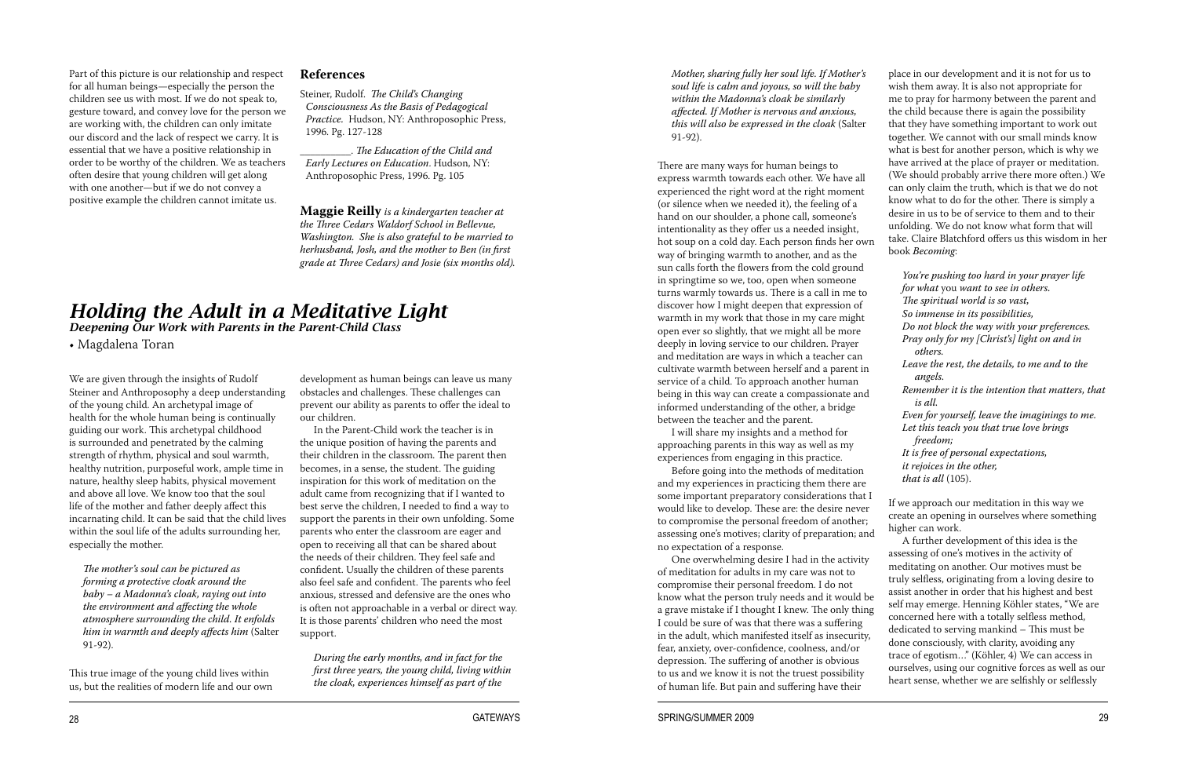Part of this picture is our relationship and respect for all human beings—especially the person the children see us with most. If we do not speak to, gesture toward, and convey love for the person we are working with, the children can only imitate our discord and the lack of respect we carry. It is essential that we have a positive relationship in order to be worthy of the children. We as teachers often desire that young children will get along with one another—but if we do not convey a positive example the children cannot imitate us.

## References

Steiner, Rudolf. *The Child's Changing Consciousness As the Basis of Pedagogical Practice.* Hudson, NY: Anthroposophic Press, 1996. Pg. 127-128

__________. *The Education of the Child and Early Lectures on Education.* Hudson, NY: Anthroposophic Press, 1996. Pg. 105

**Maggie Reilly** *is a kindergarten teacher at the Three Cedars Waldorf School in Bellevue, Washington. She is also grateful to be married to herhusband, Josh, and the mother to Ben (in first grade at Three Cedars) and Josie (six months old).*

# *Holding the Adult in a Meditative Light*

### *Deepening Our Work with Parents in the Parent-Child Class*

• Magdalena Toran

We are given through the insights of Rudolf Steiner and Anthroposophy a deep understanding of the young child. An archetypal image of health for the whole human being is continually guiding our work. This archetypal childhood is surrounded and penetrated by the calming strength of rhythm, physical and soul warmth, healthy nutrition, purposeful work, ample time in nature, healthy sleep habits, physical movement and above all love. We know too that the soul life of the mother and father deeply affect this incarnating child. It can be said that the child lives within the soul life of the adults surrounding her, especially the mother.

> *The mother's soul can be pictured as forming a protective cloak around the baby – a Madonna's cloak, raying out into the environment and affecting the whole atmosphere surrounding the child. It enfolds him in warmth and deeply affects him* (Salter 91-92).

This true image of the young child lives within us, but the realities of modern life and our own development as human beings can leave us many obstacles and challenges. These challenges can prevent our ability as parents to offer the ideal to our children.

In the Parent-Child work the teacher is in the unique position of having the parents and their children in the classroom. The parent then becomes, in a sense, the student. The guiding inspiration for this work of meditation on the adult came from recognizing that if I wanted to best serve the children, I needed to find a way to support the parents in their own unfolding. Some parents who enter the classroom are eager and open to receiving all that can be shared about the needs of their children. They feel safe and confident. Usually the children of these parents also feel safe and confident. The parents who feel anxious, stressed and defensive are the ones who is often not approachable in a verbal or direct way. It is those parents' children who need the most support.

> *During the early months, and in fact for the first three years, the young child, living within the cloak, experiences himself as part of the Mother, sharing fully her soul life. If Mother's soul life is calm and joyous, so will the baby within the Madonna's cloak be similarly affected. If Mother is nervous and anxious, this will also be expressed in the cloak* (Salter 91-92).

There are many ways for human beings to express warmth towards each other. We have all experienced the right word at the right moment (or silence when we needed it), the feeling of a hand on our shoulder, a phone call, someone's intentionality as they offer us a needed insight, hot soup on a cold day. Each person finds her own way of bringing warmth to another, and as the sun calls forth the flowers from the cold ground in springtime so we, too, open when someone turns warmly towards us. There is a call in me to discover how I might deepen that expression of warmth in my work that those in my care might open ever so slightly, that we might all be more deeply in loving service to our children. Prayer and meditation are ways in which a teacher can cultivate warmth between herself and a parent in service of a child. To approach another human being in this way can create a compassionate and informed understanding of the other, a bridge between the teacher and the parent.

I will share my insights and a method for approaching parents in this way as well as my experiences from engaging in this practice.

Before going into the methods of meditation and my experiences in practicing them there are some important preparatory considerations that I would like to develop. These are: the desire never to compromise the personal freedom of another; assessing one's motives; clarity of preparation; and no expectation of a response.

One overwhelming desire I had in the activity of meditation for adults in my care was not to compromise their personal freedom. I do not know what the person truly needs and it would be a grave mistake if I thought I knew. The only thing I could be sure of was that there was a suffering in the adult, which manifested itself as insecurity, fear, anxiety, over-confidence, coolness, and/or depression. The suffering of another is obvious to us and we know it is not the truest possibility of human life. But pain and suffering have their place in our development and it is not for us to wish them away. It is also not appropriate for me to pray for harmony between the parent and the child because there is again the possibility that they have something important to work out together. We cannot with our small minds know what is best for another person, which is why we have arrived at the place of prayer or meditation. (We should probably arrive there more often.) We can only claim the truth, which is that we do not know what to do for the other. There is simply a desire in us to be of service to them and to their unfolding. We do not know what form that will take. Claire Blatchford offers us this wisdom in her book *Becoming*:

> *You're pushing too hard in your prayer life*
> *for what* you *want to see in others.*
> *The spiritual world is so vast,*
> *So immense in its possibilities,*
> *Do not block the way with your preferences.*
> *Pray only for my [Christ's] light on and in*
> *others.*
> *Leave the rest, the details, to me and to the*
> *angels.*
> *Remember it is the intention that matters, that*
> *is all.*
> *Even for yourself, leave the imaginings to me.*
> *Let this teach you that true love brings*
> *freedom;*
> *It is free of personal expectations,*
> *it rejoices in the other,*
> *that is all* (105).

If we approach our meditation in this way we create an opening in ourselves where something higher can work.

A further development of this idea is the assessing of one's motives in the activity of meditating on another. Our motives must be truly selfless, originating from a loving desire to assist another in order that his highest and best self may emerge. Henning Köhler states, "We are concerned here with a totally selfless method, dedicated to serving mankind – This must be done consciously, with clarity, avoiding any trace of egotism…" (Köhler, 4) We can access in ourselves, using our cognitive forces as well as our heart sense, whether we are selfishly or selflessly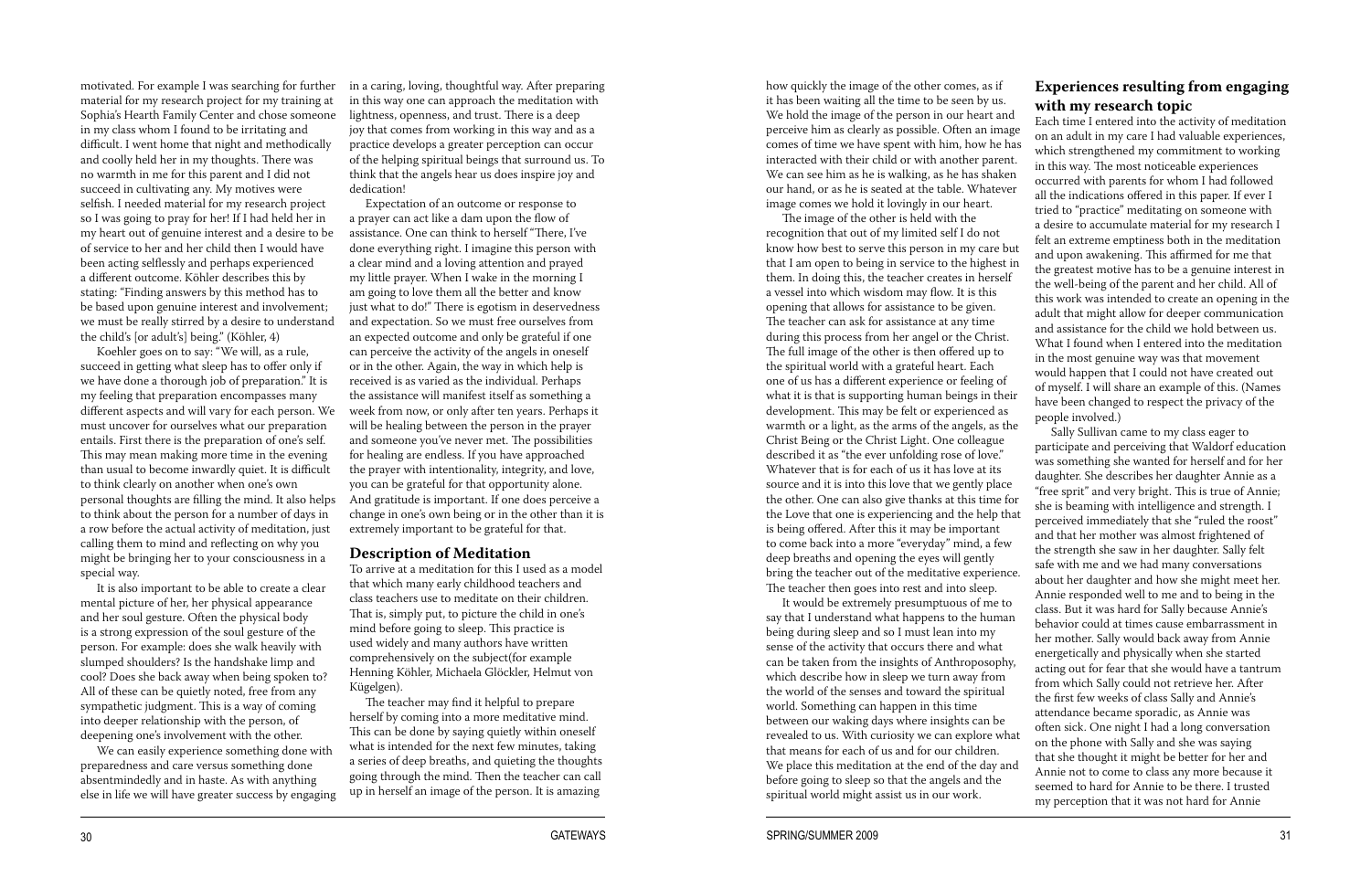motivated. For example I was searching for further material for my research project for my training at Sophia's Hearth Family Center and chose someone in my class whom I found to be irritating and difficult. I went home that night and methodically and coolly held her in my thoughts. There was no warmth in me for this parent and I did not succeed in cultivating any. My motives were selfish. I needed material for my research project so I was going to pray for her! If I had held her in my heart out of genuine interest and a desire to be of service to her and her child then I would have been acting selflessly and perhaps experienced a different outcome. Köhler describes this by stating: "Finding answers by this method has to be based upon genuine interest and involvement; we must be really stirred by a desire to understand the child's [or adult's] being." (Köhler, 4)

Koehler goes on to say: "We will, as a rule, succeed in getting what sleep has to offer only if we have done a thorough job of preparation." It is my feeling that preparation encompasses many different aspects and will vary for each person. We must uncover for ourselves what our preparation entails. First there is the preparation of one's self. This may mean making more time in the evening than usual to become inwardly quiet. It is difficult to think clearly on another when one's own personal thoughts are filling the mind. It also helps to think about the person for a number of days in a row before the actual activity of meditation, just calling them to mind and reflecting on why you might be bringing her to your consciousness in a special way.

It is also important to be able to create a clear mental picture of her, her physical appearance and her soul gesture. Often the physical body is a strong expression of the soul gesture of the person. For example: does she walk heavily with slumped shoulders? Is the handshake limp and cool? Does she back away when being spoken to? All of these can be quietly noted, free from any sympathetic judgment. This is a way of coming into deeper relationship with the person, of deepening one's involvement with the other.

We can easily experience something done with preparedness and care versus something done absentmindedly and in haste. As with anything else in life we will have greater success by engaging in a caring, loving, thoughtful way. After preparing in this way one can approach the meditation with lightness, openness, and trust. There is a deep joy that comes from working in this way and as a practice develops a greater perception can occur of the helping spiritual beings that surround us. To think that the angels hear us does inspire joy and dedication!

Expectation of an outcome or response to a prayer can act like a dam upon the flow of assistance. One can think to herself "There, I've done everything right. I imagine this person with a clear mind and a loving attention and prayed my little prayer. When I wake in the morning I am going to love them all the better and know just what to do!" There is egotism in deservedness and expectation. So we must free ourselves from an expected outcome and only be grateful if one can perceive the activity of the angels in oneself or in the other. Again, the way in which help is received is as varied as the individual. Perhaps the assistance will manifest itself as something a week from now, or only after ten years. Perhaps it will be healing between the person in the prayer and someone you've never met. The possibilities for healing are endless. If you have approached the prayer with intentionality, integrity, and love, you can be grateful for that opportunity alone. And gratitude is important. If one does perceive a change in one's own being or in the other than it is extremely important to be grateful for that.

## Description of Meditation

To arrive at a meditation for this I used as a model that which many early childhood teachers and class teachers use to meditate on their children. That is, simply put, to picture the child in one's mind before going to sleep. This practice is used widely and many authors have written comprehensively on the subject(for example Henning Köhler, Michaela Glöckler, Helmut von Kügelgen).

The teacher may find it helpful to prepare herself by coming into a more meditative mind. This can be done by saying quietly within oneself what is intended for the next few minutes, taking a series of deep breaths, and quieting the thoughts going through the mind. Then the teacher can call up in herself an image of the person. It is amazing how quickly the image of the other comes, as if it has been waiting all the time to be seen by us. We hold the image of the person in our heart and perceive him as clearly as possible. Often an image comes of time we have spent with him, how he has interacted with their child or with another parent. We can see him as he is walking, as he has shaken our hand, or as he is seated at the table. Whatever image comes we hold it lovingly in our heart.

The image of the other is held with the recognition that out of my limited self I do not know how best to serve this person in my care but that I am open to being in service to the highest in them. In doing this, the teacher creates in herself a vessel into which wisdom may flow. It is this opening that allows for assistance to be given. The teacher can ask for assistance at any time during this process from her angel or the Christ. The full image of the other is then offered up to the spiritual world with a grateful heart. Each one of us has a different experience or feeling of what it is that is supporting human beings in their development. This may be felt or experienced as warmth or a light, as the arms of the angels, as the Christ Being or the Christ Light. One colleague described it as "the ever unfolding rose of love." Whatever that is for each of us it has love at its source and it is into this love that we gently place the other. One can also give thanks at this time for the Love that one is experiencing and the help that is being offered. After this it may be important to come back into a more "everyday" mind, a few deep breaths and opening the eyes will gently bring the teacher out of the meditative experience. The teacher then goes into rest and into sleep.

It would be extremely presumptuous of me to say that I understand what happens to the human being during sleep and so I must lean into my sense of the activity that occurs there and what can be taken from the insights of Anthroposophy, which describe how in sleep we turn away from the world of the senses and toward the spiritual world. Something can happen in this time between our waking days where insights can be revealed to us. With curiosity we can explore what that means for each of us and for our children. We place this meditation at the end of the day and before going to sleep so that the angels and the spiritual world might assist us in our work.

## Experiences resulting from engaging with my research topic

Each time I entered into the activity of meditation on an adult in my care I had valuable experiences, which strengthened my commitment to working in this way. The most noticeable experiences occurred with parents for whom I had followed all the indications offered in this paper. If ever I tried to "practice" meditating on someone with a desire to accumulate material for my research I felt an extreme emptiness both in the meditation and upon awakening. This affirmed for me that the greatest motive has to be a genuine interest in the well-being of the parent and her child. All of this work was intended to create an opening in the adult that might allow for deeper communication and assistance for the child we hold between us. What I found when I entered into the meditation in the most genuine way was that movement would happen that I could not have created out of myself. I will share an example of this. (Names have been changed to respect the privacy of the people involved.)

Sally Sullivan came to my class eager to participate and perceiving that Waldorf education was something she wanted for herself and for her daughter. She describes her daughter Annie as a "free sprit" and very bright. This is true of Annie; she is beaming with intelligence and strength. I perceived immediately that she "ruled the roost" and that her mother was almost frightened of the strength she saw in her daughter. Sally felt safe with me and we had many conversations about her daughter and how she might meet her. Annie responded well to me and to being in the class. But it was hard for Sally because Annie's behavior could at times cause embarrassment in her mother. Sally would back away from Annie energetically and physically when she started acting out for fear that she would have a tantrum from which Sally could not retrieve her. After the first few weeks of class Sally and Annie's attendance became sporadic, as Annie was often sick. One night I had a long conversation on the phone with Sally and she was saying that she thought it might be better for her and Annie not to come to class any more because it seemed to hard for Annie to be there. I trusted my perception that it was not hard for Annie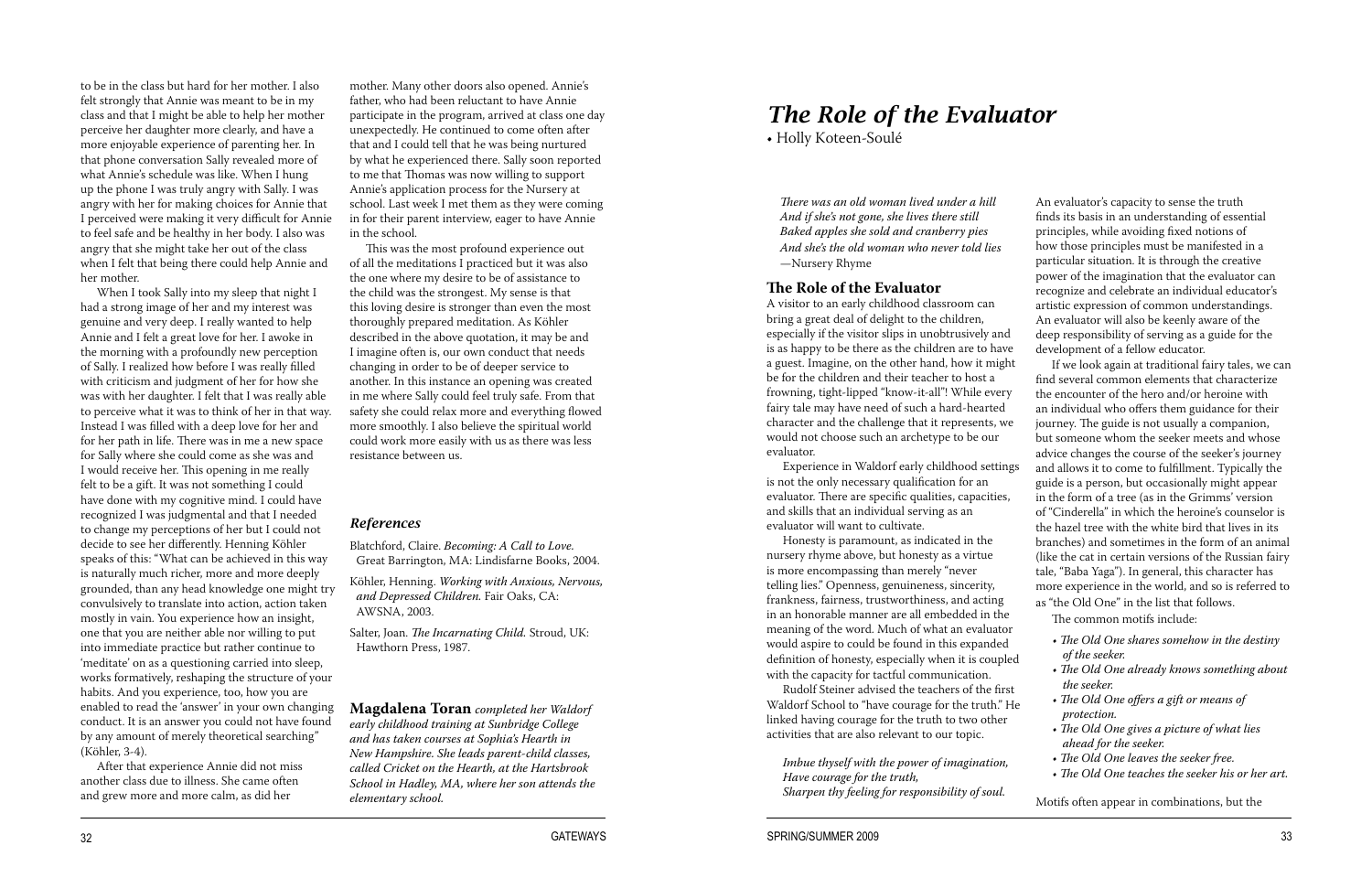to be in the class but hard for her mother. I also felt strongly that Annie was meant to be in my class and that I might be able to help her mother perceive her daughter more clearly, and have a more enjoyable experience of parenting her. In that phone conversation Sally revealed more of what Annie's schedule was like. When I hung up the phone I was truly angry with Sally. I was angry with her for making choices for Annie that I perceived were making it very difficult for Annie to feel safe and be healthy in her body. I also was angry that she might take her out of the class when I felt that being there could help Annie and her mother.

When I took Sally into my sleep that night I had a strong image of her and my interest was genuine and very deep. I really wanted to help Annie and I felt a great love for her. I awoke in the morning with a profoundly new perception of Sally. I realized how before I was really filled with criticism and judgment of her for how she was with her daughter. I felt that I was really able to perceive what it was to think of her in that way. Instead I was filled with a deep love for her and for her path in life. There was in me a new space for Sally where she could come as she was and I would receive her. This opening in me really felt to be a gift. It was not something I could have done with my cognitive mind. I could have recognized I was judgmental and that I needed to change my perceptions of her but I could not decide to see her differently. Henning Köhler speaks of this: "What can be achieved in this way is naturally much richer, more and more deeply grounded, than any head knowledge one might try convulsively to translate into action, action taken mostly in vain. You experience how an insight, one that you are neither able nor willing to put into immediate practice but rather continue to 'meditate' on as a questioning carried into sleep, works formatively, reshaping the structure of your habits. And you experience, too, how you are enabled to read the 'answer' in your own changing conduct. It is an answer you could not have found by any amount of merely theoretical searching" (Köhler, 3-4).

After that experience Annie did not miss another class due to illness. She came often and grew more and more calm, as did her mother. Many other doors also opened. Annie's father, who had been reluctant to have Annie participate in the program, arrived at class one day unexpectedly. He continued to come often after that and I could tell that he was being nurtured by what he experienced there. Sally soon reported to me that Thomas was now willing to support Annie's application process for the Nursery at school. Last week I met them as they were coming in for their parent interview, eager to have Annie in the school.

This was the most profound experience out of all the meditations I practiced but it was also the one where my desire to be of assistance to the child was the strongest. My sense is that this loving desire is stronger than even the most thoroughly prepared meditation. As Köhler described in the above quotation, it may be and I imagine often is, our own conduct that needs changing in order to be of deeper service to another. In this instance an opening was created in me where Sally could feel truly safe. From that safety she could relax more and everything flowed more smoothly. I also believe the spiritual world could work more easily with us as there was less resistance between us.

### *References*

Blatchford, Claire. *Becoming: A Call to Love.* Great Barrington, MA: Lindisfarne Books, 2004.

Köhler, Henning. *Working with Anxious, Nervous, and Depressed Children.* Fair Oaks, CA: AWSNA, 2003.

Salter, Joan. *The Incarnating Child.* Stroud, UK: Hawthorn Press, 1987.

**Magdalena Toran** *completed her Waldorf early childhood training at Sunbridge College and has taken courses at Sophia's Hearth in New Hampshire. She leads parent-child classes, called Cricket on the Hearth, at the Hartsbrook School in Hadley, MA, where her son attends the elementary school.*

# *The Role of the Evaluator*

• Holly Koteen-Soulé

*There was an old woman lived under a hill*
*And if she's not gone, she lives there still*
*Baked apples she sold and cranberry pies*
*And she's the old woman who never told lies*
—Nursery Rhyme

## The Role of the Evaluator

A visitor to an early childhood classroom can bring a great deal of delight to the children, especially if the visitor slips in unobtrusively and is as happy to be there as the children are to have a guest. Imagine, on the other hand, how it might be for the children and their teacher to host a frowning, tight-lipped "know-it-all"! While every fairy tale may have need of such a hard-hearted character and the challenge that it represents, we would not choose such an archetype to be our evaluator.

Experience in Waldorf early childhood settings is not the only necessary qualification for an evaluator. There are specific qualities, capacities, and skills that an individual serving as an evaluator will want to cultivate.

Honesty is paramount, as indicated in the nursery rhyme above, but honesty as a virtue is more encompassing than merely "never telling lies." Openness, genuineness, sincerity, frankness, fairness, trustworthiness, and acting in an honorable manner are all embedded in the meaning of the word. Much of what an evaluator would aspire to could be found in this expanded definition of honesty, especially when it is coupled with the capacity for tactful communication.

Rudolf Steiner advised the teachers of the first Waldorf School to "have courage for the truth." He linked having courage for the truth to two other activities that are also relevant to our topic.

*Imbue thyself with the power of imagination,*
*Have courage for the truth,*
*Sharpen thy feeling for responsibility of soul.*

An evaluator's capacity to sense the truth finds its basis in an understanding of essential principles, while avoiding fixed notions of how those principles must be manifested in a particular situation. It is through the creative power of the imagination that the evaluator can recognize and celebrate an individual educator's artistic expression of common understandings. An evaluator will also be keenly aware of the deep responsibility of serving as a guide for the development of a fellow educator.

If we look again at traditional fairy tales, we can find several common elements that characterize the encounter of the hero and/or heroine with an individual who offers them guidance for their journey. The guide is not usually a companion, but someone whom the seeker meets and whose advice changes the course of the seeker's journey and allows it to come to fulfillment. Typically the guide is a person, but occasionally might appear in the form of a tree (as in the Grimms' version of "Cinderella" in which the heroine's counselor is the hazel tree with the white bird that lives in its branches) and sometimes in the form of an animal (like the cat in certain versions of the Russian fairy tale, "Baba Yaga"). In general, this character has more experience in the world, and so is referred to as "the Old One" in the list that follows.

The common motifs include:

- *The Old One shares somehow in the destiny of the seeker.*
- *The Old One already knows something about the seeker.*
- *The Old One offers a gift or means of protection.*
- *The Old One gives a picture of what lies ahead for the seeker.*
- *The Old One leaves the seeker free.*
- *The Old One teaches the seeker his or her art.*

Motifs often appear in combinations, but the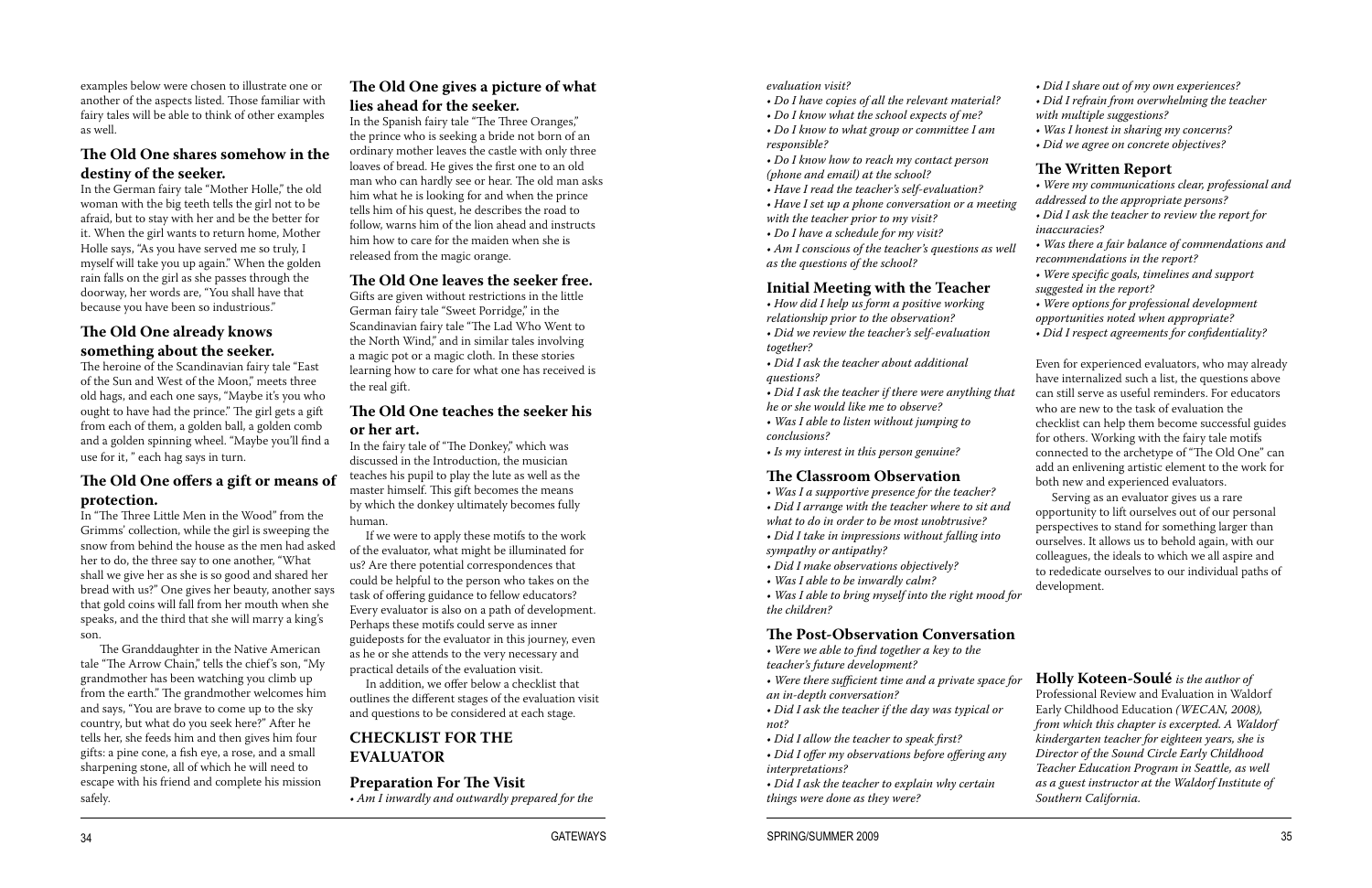examples below were chosen to illustrate one or another of the aspects listed. Those familiar with fairy tales will be able to think of other examples as well.

### The Old One shares somehow in the destiny of the seeker.

In the German fairy tale "Mother Holle," the old woman with the big teeth tells the girl not to be afraid, but to stay with her and be the better for it. When the girl wants to return home, Mother Holle says, "As you have served me so truly, I myself will take you up again." When the golden rain falls on the girl as she passes through the doorway, her words are, "You shall have that because you have been so industrious."

### The Old One already knows something about the seeker.

The heroine of the Scandinavian fairy tale "East of the Sun and West of the Moon," meets three old hags, and each one says, "Maybe it's you who ought to have had the prince." The girl gets a gift from each of them, a golden ball, a golden comb and a golden spinning wheel. "Maybe you'll find a use for it, " each hag says in turn.

### The Old One offers a gift or means of protection.

In "The Three Little Men in the Wood" from the Grimms' collection, while the girl is sweeping the snow from behind the house as the men had asked her to do, the three say to one another, "What shall we give her as she is so good and shared her bread with us?" One gives her beauty, another says that gold coins will fall from her mouth when she speaks, and the third that she will marry a king's son.

The Granddaughter in the Native American tale "The Arrow Chain," tells the chief's son, "My grandmother has been watching you climb up from the earth." The grandmother welcomes him and says, "You are brave to come up to the sky country, but what do you seek here?" After he tells her, she feeds him and then gives him four gifts: a pine cone, a fish eye, a rose, and a small sharpening stone, all of which he will need to escape with his friend and complete his mission safely.

### The Old One gives a picture of what lies ahead for the seeker.

In the Spanish fairy tale "The Three Oranges," the prince who is seeking a bride not born of an ordinary mother leaves the castle with only three loaves of bread. He gives the first one to an old man who can hardly see or hear. The old man asks him what he is looking for and when the prince tells him of his quest, he describes the road to follow, warns him of the lion ahead and instructs him how to care for the maiden when she is released from the magic orange.

### The Old One leaves the seeker free.

Gifts are given without restrictions in the little German fairy tale "Sweet Porridge," in the Scandinavian fairy tale "The Lad Who Went to the North Wind," and in similar tales involving a magic pot or a magic cloth. In these stories learning how to care for what one has received is the real gift.

### The Old One teaches the seeker his or her art.

In the fairy tale of "The Donkey," which was discussed in the Introduction, the musician teaches his pupil to play the lute as well as the master himself. This gift becomes the means by which the donkey ultimately becomes fully human.

If we were to apply these motifs to the work of the evaluator, what might be illuminated for us? Are there potential correspondences that could be helpful to the person who takes on the task of offering guidance to fellow educators? Every evaluator is also on a path of development. Perhaps these motifs could serve as inner guideposts for the evaluator in this journey, even as he or she attends to the very necessary and practical details of the evaluation visit.

In addition, we offer below a checklist that outlines the different stages of the evaluation visit and questions to be considered at each stage.

## CHECKLIST FOR THE EVALUATOR

### Preparation For The Visit

- *Am I inwardly and outwardly prepared for the evaluation visit?*
- *Do I have copies of all the relevant material?*
- *Do I know what the school expects of me?*
- *Do I know to what group or committee I am responsible?*
- *Do I know how to reach my contact person (phone and email) at the school?*
- *Have I read the teacher's self-evaluation?*
- *Have I set up a phone conversation or a meeting with the teacher prior to my visit?*
- *Do I have a schedule for my visit?*
- *Am I conscious of the teacher's questions as well as the questions of the school?*

### Initial Meeting with the Teacher

- *How did I help us form a positive working relationship prior to the observation?*
- *Did we review the teacher's self-evaluation together?*
- *Did I ask the teacher about additional questions?*
- *Did I ask the teacher if there were anything that he or she would like me to observe?*
- *Was I able to listen without jumping to conclusions?*
- *Is my interest in this person genuine?*

### The Classroom Observation

- *Was I a supportive presence for the teacher?*
- *Did I arrange with the teacher where to sit and what to do in order to be most unobtrusive?*
- *Did I take in impressions without falling into sympathy or antipathy?*
- *Did I make observations objectively?*
- *Was I able to be inwardly calm?*
- *Was I able to bring myself into the right mood for the children?*

### The Post-Observation Conversation

- *Were we able to find together a key to the teacher's future development?*
- *Were there sufficient time and a private space for an in-depth conversation?*
- *Did I ask the teacher if the day was typical or not?*
- *Did I allow the teacher to speak first?*
- *Did I offer my observations before offering any interpretations?*
- *Did I ask the teacher to explain why certain things were done as they were?*
- *Did I share out of my own experiences?*
- *Did I refrain from overwhelming the teacher with multiple suggestions?*
- *Was I honest in sharing my concerns?*
- *Did we agree on concrete objectives?*

### The Written Report

- *Were my communications clear, professional and addressed to the appropriate persons?*
- *Did I ask the teacher to review the report for inaccuracies?*
- *Was there a fair balance of commendations and recommendations in the report?*
- *Were specific goals, timelines and support suggested in the report?*
- *Were options for professional development opportunities noted when appropriate?*
- *Did I respect agreements for confidentiality?*

Even for experienced evaluators, who may already have internalized such a list, the questions above can still serve as useful reminders. For educators who are new to the task of evaluation the checklist can help them become successful guides for others. Working with the fairy tale motifs connected to the archetype of "The Old One" can add an enlivening artistic element to the work for both new and experienced evaluators.

Serving as an evaluator gives us a rare opportunity to lift ourselves out of our personal perspectives to stand for something larger than ourselves. It allows us to behold again, with our colleagues, the ideals to which we all aspire and to rededicate ourselves to our individual paths of development.

**Holly Koteen-Soulé** *is the author of* Professional Review and Evaluation in Waldorf Early Childhood Education *(WECAN, 2008), from which this chapter is excerpted. A Waldorf kindergarten teacher for eighteen years, she is Director of the Sound Circle Early Childhood Teacher Education Program in Seattle, as well as a guest instructor at the Waldorf Institute of Southern California.*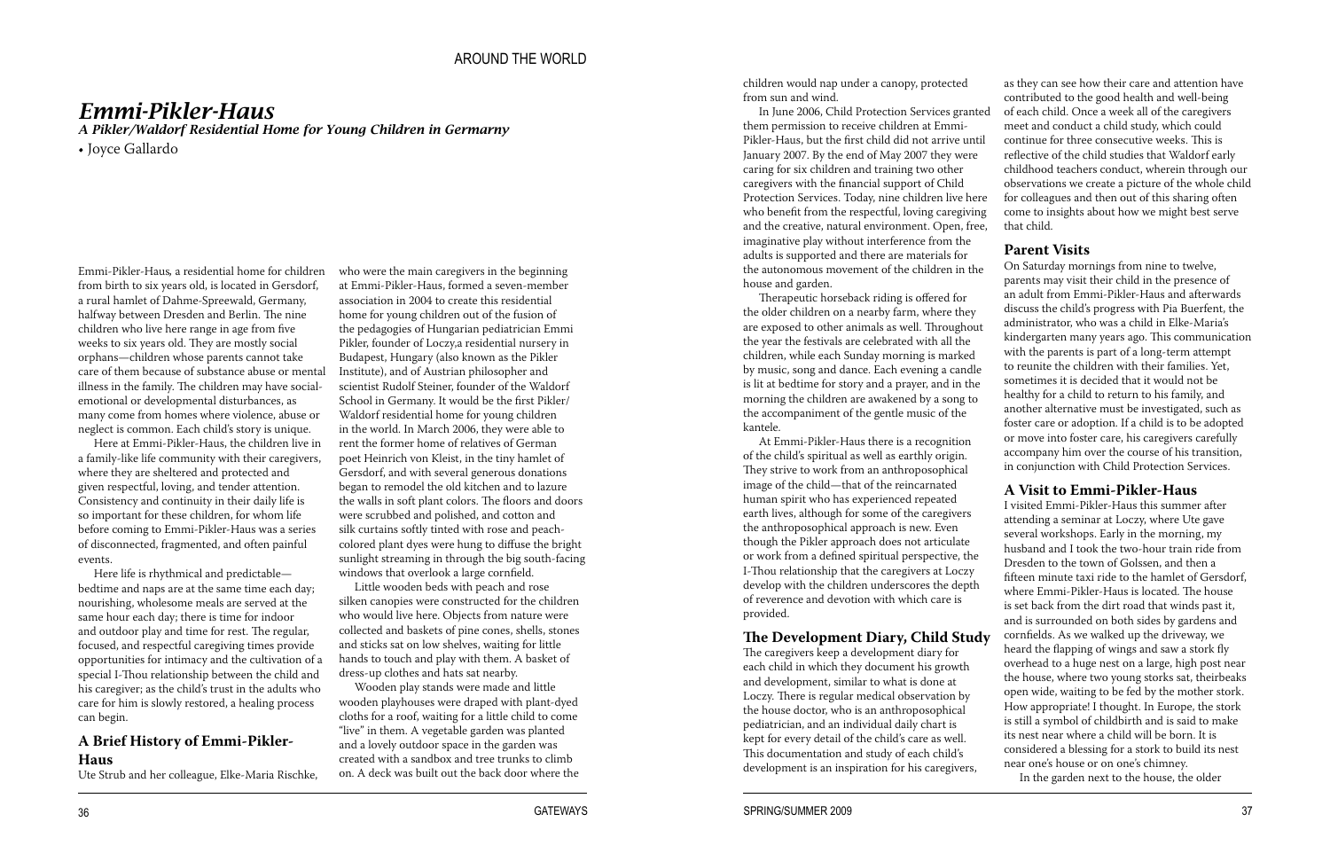# *Emmi-Pikler-Haus*

### *A Pikler/Waldorf Residential Home for Young Children in Germarny*

• Joyce Gallardo

Emmi-Pikler-Haus, a residential home for children from birth to six years old, is located in Gersdorf, a rural hamlet of Dahme-Spreewald, Germany, halfway between Dresden and Berlin. The nine children who live here range in age from five weeks to six years old. They are mostly social orphans—children whose parents cannot take care of them because of substance abuse or mental illness in the family. The children may have social-emotional or developmental disturbances, as many come from homes where violence, abuse or neglect is common. Each child's story is unique.

Here at Emmi-Pikler-Haus, the children live in a family-like life community with their caregivers, where they are sheltered and protected and given respectful, loving, and tender attention. Consistency and continuity in their daily life is so important for these children, for whom life before coming to Emmi-Pikler-Haus was a series of disconnected, fragmented, and often painful events.

Here life is rhythmical and predictable—bedtime and naps are at the same time each day; nourishing, wholesome meals are served at the same hour each day; there is time for indoor and outdoor play and time for rest. The regular, focused, and respectful caregiving times provide opportunities for intimacy and the cultivation of a special I-Thou relationship between the child and his caregiver; as the child's trust in the adults who care for him is slowly restored, a healing process can begin.

## A Brief History of Emmi-Pikler-Haus

Ute Strub and her colleague, Elke-Maria Rischke, who were the main caregivers in the beginning at Emmi-Pikler-Haus, formed a seven-member association in 2004 to create this residential home for young children out of the fusion of the pedagogies of Hungarian pediatrician Emmi Pikler, founder of Loczy,a residential nursery in Budapest, Hungary (also known as the Pikler Institute), and of Austrian philosopher and scientist Rudolf Steiner, founder of the Waldorf School in Germany. It would be the first Pikler/Waldorf residential home for young children in the world. In March 2006, they were able to rent the former home of relatives of German poet Heinrich von Kleist, in the tiny hamlet of Gersdorf, and with several generous donations began to remodel the old kitchen and to lazure the walls in soft plant colors. The floors and doors were scrubbed and polished, and cotton and silk curtains softly tinted with rose and peach-colored plant dyes were hung to diffuse the bright sunlight streaming in through the big south-facing windows that overlook a large cornfield.

Little wooden beds with peach and rose silken canopies were constructed for the children who would live here. Objects from nature were collected and baskets of pine cones, shells, stones and sticks sat on low shelves, waiting for little hands to touch and play with them. A basket of dress-up clothes and hats sat nearby.

Wooden play stands were made and little wooden playhouses were draped with plant-dyed cloths for a roof, waiting for a little child to come "live" in them. A vegetable garden was planted and a lovely outdoor space in the garden was created with a sandbox and tree trunks to climb on. A deck was built out the back door where the children would nap under a canopy, protected from sun and wind.

In June 2006, Child Protection Services granted them permission to receive children at Emmi-Pikler-Haus, but the first child did not arrive until January 2007. By the end of May 2007 they were caring for six children and training two other caregivers with the financial support of Child Protection Services. Today, nine children live here who benefit from the respectful, loving caregiving and the creative, natural environment. Open, free, imaginative play without interference from the adults is supported and there are materials for the autonomous movement of the children in the house and garden.

Therapeutic horseback riding is offered for the older children on a nearby farm, where they are exposed to other animals as well. Throughout the year the festivals are celebrated with all the children, while each Sunday morning is marked by music, song and dance. Each evening a candle is lit at bedtime for story and a prayer, and in the morning the children are awakened by a song to the accompaniment of the gentle music of the kantele.

At Emmi-Pikler-Haus there is a recognition of the child's spiritual as well as earthly origin. They strive to work from an anthroposophical image of the child—that of the reincarnated human spirit who has experienced repeated earth lives, although for some of the caregivers the anthroposophical approach is new. Even though the Pikler approach does not articulate or work from a defined spiritual perspective, the I-Thou relationship that the caregivers at Loczy develop with the children underscores the depth of reverence and devotion with which care is provided.

## The Development Diary, Child Study

The caregivers keep a development diary for each child in which they document his growth and development, similar to what is done at Loczy. There is regular medical observation by the house doctor, who is an anthroposophical pediatrician, and an individual daily chart is kept for every detail of the child's care as well. This documentation and study of each child's development is an inspiration for his caregivers, as they can see how their care and attention have contributed to the good health and well-being of each child. Once a week all of the caregivers meet and conduct a child study, which could continue for three consecutive weeks. This is reflective of the child studies that Waldorf early childhood teachers conduct, wherein through our observations we create a picture of the whole child for colleagues and then out of this sharing often come to insights about how we might best serve that child.

## Parent Visits

On Saturday mornings from nine to twelve, parents may visit their child in the presence of an adult from Emmi-Pikler-Haus and afterwards discuss the child's progress with Pia Buerfent, the administrator, who was a child in Elke-Maria's kindergarten many years ago. This communication with the parents is part of a long-term attempt to reunite the children with their families. Yet, sometimes it is decided that it would not be healthy for a child to return to his family, and another alternative must be investigated, such as foster care or adoption. If a child is to be adopted or move into foster care, his caregivers carefully accompany him over the course of his transition, in conjunction with Child Protection Services.

## A Visit to Emmi-Pikler-Haus

I visited Emmi-Pikler-Haus this summer after attending a seminar at Loczy, where Ute gave several workshops. Early in the morning, my husband and I took the two-hour train ride from Dresden to the town of Golssen, and then a fifteen minute taxi ride to the hamlet of Gersdorf, where Emmi-Pikler-Haus is located. The house is set back from the dirt road that winds past it, and is surrounded on both sides by gardens and cornfields. As we walked up the driveway, we heard the flapping of wings and saw a stork fly overhead to a huge nest on a large, high post near the house, where two young storks sat, theirbeaks open wide, waiting to be fed by the mother stork. How appropriate! I thought. In Europe, the stork is still a symbol of childbirth and is said to make its nest near where a child will be born. It is considered a blessing for a stork to build its nest near one's house or on one's chimney.

In the garden next to the house, the older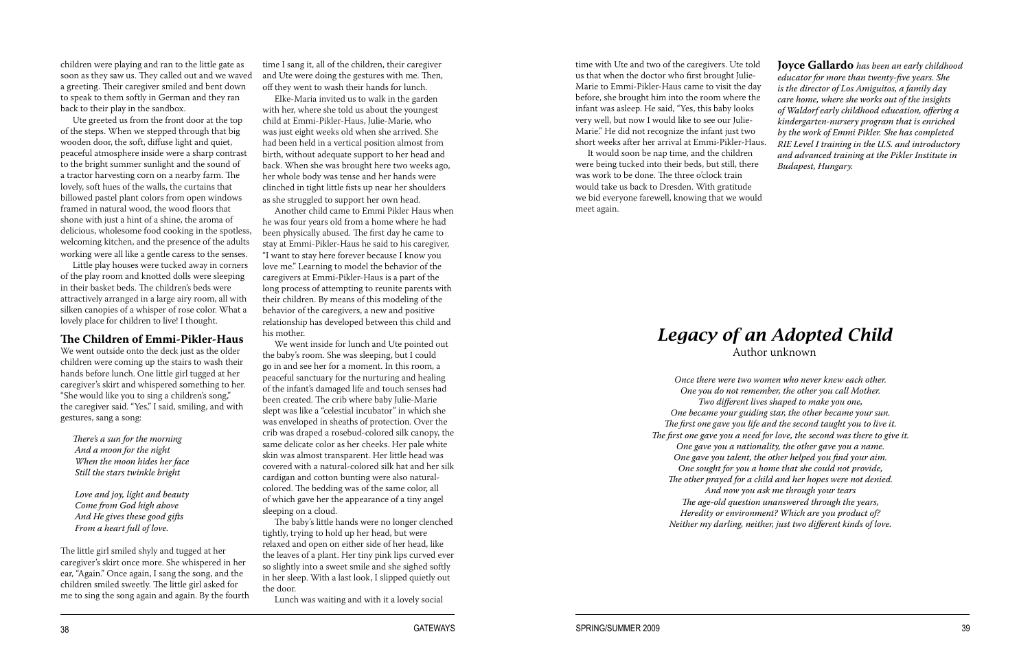children were playing and ran to the little gate as soon as they saw us. They called out and we waved a greeting. Their caregiver smiled and bent down to speak to them softly in German and they ran back to their play in the sandbox.

Ute greeted us from the front door at the top of the steps. When we stepped through that big wooden door, the soft, diffuse light and quiet, peaceful atmosphere inside were a sharp contrast to the bright summer sunlight and the sound of a tractor harvesting corn on a nearby farm. The lovely, soft hues of the walls, the curtains that billowed pastel plant colors from open windows framed in natural wood, the wood floors that shone with just a hint of a shine, the aroma of delicious, wholesome food cooking in the spotless, welcoming kitchen, and the presence of the adults working were all like a gentle caress to the senses.

Little play houses were tucked away in corners of the play room and knotted dolls were sleeping in their basket beds. The children's beds were attractively arranged in a large airy room, all with silken canopies of a whisper of rose color. What a lovely place for children to live! I thought.

### The Children of Emmi-Pikler-Haus

We went outside onto the deck just as the older children were coming up the stairs to wash their hands before lunch. One little girl tugged at her caregiver's skirt and whispered something to her. "She would like you to sing a children's song," the caregiver said. "Yes," I said, smiling, and with gestures, sang a song:

*There's a sun for the morning*  
*And a moon for the night*  
*When the moon hides her face*  
*Still the stars twinkle bright*

*Love and joy, light and beauty*  
*Come from God high above*  
*And He gives these good gifts*  
*From a heart full of love.*

The little girl smiled shyly and tugged at her caregiver's skirt once more. She whispered in her ear, "Again." Once again, I sang the song, and the children smiled sweetly. The little girl asked for me to sing the song again and again. By the fourth time I sang it, all of the children, their caregiver and Ute were doing the gestures with me. Then, off they went to wash their hands for lunch.

Elke-Maria invited us to walk in the garden with her, where she told us about the youngest child at Emmi-Pikler-Haus, Julie-Marie, who was just eight weeks old when she arrived. She had been held in a vertical position almost from birth, without adequate support to her head and back. When she was brought here two weeks ago, her whole body was tense and her hands were clinched in tight little fists up near her shoulders as she struggled to support her own head.

Another child came to Emmi Pikler Haus when he was four years old from a home where he had been physically abused. The first day he came to stay at Emmi-Pikler-Haus he said to his caregiver, "I want to stay here forever because I know you love me." Learning to model the behavior of the caregivers at Emmi-Pikler-Haus is a part of the long process of attempting to reunite parents with their children. By means of this modeling of the behavior of the caregivers, a new and positive relationship has developed between this child and his mother.

We went inside for lunch and Ute pointed out the baby's room. She was sleeping, but I could go in and see her for a moment. In this room, a peaceful sanctuary for the nurturing and healing of the infant's damaged life and touch senses had been created. The crib where baby Julie-Marie slept was like a "celestial incubator" in which she was enveloped in sheaths of protection. Over the crib was draped a rosebud-colored silk canopy, the same delicate color as her cheeks. Her pale white skin was almost transparent. Her little head was covered with a natural-colored silk hat and her silk cardigan and cotton bunting were also natural-colored. The bedding was of the same color, all of which gave her the appearance of a tiny angel sleeping on a cloud.

The baby's little hands were no longer clenched tightly, trying to hold up her head, but were relaxed and open on either side of her head, like the leaves of a plant. Her tiny pink lips curved ever so slightly into a sweet smile and she sighed softly in her sleep. With a last look, I slipped quietly out the door.

Lunch was waiting and with it a lovely social time with Ute and two of the caregivers. Ute told us that when the doctor who first brought Julie-Marie to Emmi-Pikler-Haus came to visit the day before, she brought him into the room where the infant was asleep. He said, "Yes, this baby looks very well, but now I would like to see our Julie-Marie." He did not recognize the infant just two short weeks after her arrival at Emmi-Pikler-Haus.

It would soon be nap time, and the children were being tucked into their beds, but still, there was work to be done. The three o'clock train would take us back to Dresden. With gratitude we bid everyone farewell, knowing that we would meet again.

**Joyce Gallardo** *has been an early childhood educator for more than twenty-five years. She is the director of Los Amiguitos, a family day care home, where she works out of the insights of Waldorf early childhood education, offering a kindergarten-nursery program that is enriched by the work of Emmi Pikler. She has completed RIE Level I training in the U.S. and introductory and advanced training at the Pikler Institute in Budapest, Hungary.*

## *Legacy of an Adopted Child*

Author unknown

*Once there were two women who never knew each other.*  
*One you do not remember, the other you call Mother.*  
*Two different lives shaped to make you one,*  
*One became your guiding star, the other became your sun.*  
*The first one gave you life and the second taught you to live it.*  
*The first one gave you a need for love, the second was there to give it.*  
*One gave you a nationality, the other gave you a name.*  
*One gave you talent, the other helped you find your aim.*  
*One sought for you a home that she could not provide,*  
*The other prayed for a child and her hopes were not denied.*  
*And now you ask me through your tears*  
*The age-old question unanswered through the years,*  
*Heredity or environment? Which are you product of?*  
*Neither my darling, neither, just two different kinds of love.*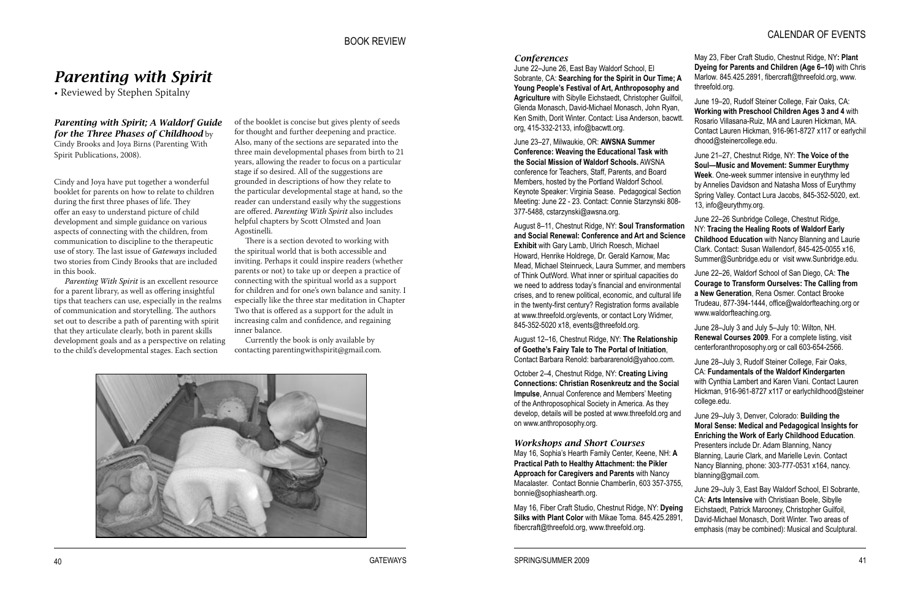## BOOK REVIEW

# *Parenting with Spirit*

• Reviewed by Stephen Spitalny

***Parenting with Spirit; A Waldorf Guide for the Three Phases of Childhood*** by Cindy Brooks and Joya Birns (Parenting With Spirit Publications, 2008).

Cindy and Joya have put together a wonderful booklet for parents on how to relate to children during the first three phases of life. They offer an easy to understand picture of child development and simple guidance on various aspects of connecting with the children, from communication to discipline to the therapeutic use of story. The last issue of *Gateways* included two stories from Cindy Brooks that are included in this book.

*Parenting With Spirit* is an excellent resource for a parent library, as well as offering insightful tips that teachers can use, especially in the realms of communication and storytelling. The authors set out to describe a path of parenting with spirit that they articulate clearly, both in parent skills development goals and as a perspective on relating to the child's developmental stages. Each section of the booklet is concise but gives plenty of seeds for thought and further deepening and practice. Also, many of the sections are separated into the three main developmental phases from birth to 21 years, allowing the reader to focus on a particular stage if so desired. All of the suggestions are grounded in descriptions of how they relate to the particular developmental stage at hand, so the reader can understand easily why the suggestions are offered. *Parenting With Spirit* also includes helpful chapters by Scott Olmsted and Joan Agostinelli.

There is a section devoted to working with the spiritual world that is both accessible and inviting. Perhaps it could inspire readers (whether parents or not) to take up or deepen a practice of connecting with the spiritual world as a support for children and for one's own balance and sanity. I especially like the three star meditation in Chapter Two that is offered as a support for the adult in increasing calm and confidence, and regaining inner balance.

Currently the book is only available by contacting parentingwithspirit@gmail.com.

## CALENDAR OF EVENTS

### *Conferences*

June 22–June 26, East Bay Waldorf School, El Sobrante, CA: **Searching for the Spirit in Our Time; A Young People's Festival of Art, Anthroposophy and Agriculture** with Sibylle Eichstaedt, Christopher Guilfoil, Glenda Monasch, David-Michael Monasch, John Ryan, Ken Smith, Dorit Winter. Contact: Lisa Anderson, bacwtt.org, 415-332-2133, info@bacwtt.org.

June 23–27, Milwaukie, OR: **AWSNA Summer Conference: Weaving the Educational Task with the Social Mission of Waldorf Schools.** AWSNA conference for Teachers, Staff, Parents, and Board Members, hosted by the Portland Waldorf School. Keynote Speaker: Virginia Sease. Pedagogical Section Meeting: June 22 - 23. Contact: Connie Starzynski 808-377-5488, cstarzynski@awsna.org.

August 8–11, Chestnut Ridge, NY: **Soul Transformation and Social Renewal: Conference and Art and Science Exhibit** with Gary Lamb, Ulrich Roesch, Michael Howard, Henrike Holdrege, Dr. Gerald Karnow, Mac Mead, Michael Steinrueck, Laura Summer, and members of Think OutWord. What inner or spiritual capacities do we need to address today's financial and environmental crises, and to renew political, economic, and cultural life in the twenty-first century? Registration forms available at www.threefold.org/events, or contact Lory Widmer, 845-352-5020 x18, events@threefold.org.

August 12–16, Chestnut Ridge, NY: **The Relationship of Goethe's Fairy Tale to The Portal of Initiation**, Contact Barbara Renold: barbararenold@yahoo.com.

October 2–4, Chestnut Ridge, NY: **Creating Living Connections: Christian Rosenkreutz and the Social Impulse**, Annual Conference and Members' Meeting of the Anthroposophical Society in America. As they develop, details will be posted at www.threefold.org and on www.anthroposophy.org.

### *Workshops and Short Courses*

May 16, Sophia's Hearth Family Center, Keene, NH: **A Practical Path to Healthy Attachment: the Pikler Approach for Caregivers and Parents** with Nancy Macalaster. Contact Bonnie Chamberlin, 603 357-3755, bonnie@sophiashearth.org.

May 16, Fiber Craft Studio, Chestnut Ridge, NY: **Dyeing Silks with Plant Color** with Mikae Toma. 845.425.2891, fibercraft@threefold.org, www.threefold.org.

May 23, Fiber Craft Studio, Chestnut Ridge, NY**: Plant Dyeing for Parents and Children (Age 6–10)** with Chris Marlow. 845.425.2891, fibercraft@threefold.org, www.threefold.org.

June 19–20, Rudolf Steiner College, Fair Oaks, CA: **Working with Preschool Children Ages 3 and 4** with Rosario Villasana-Ruiz, MA and Lauren Hickman, MA. Contact Lauren Hickman, 916-961-8727 x117 or earlychildhood@steinercollege.edu.

June 21–27, Chestnut Ridge, NY: **The Voice of the Soul—Music and Movement: Summer Eurythmy Week**. One-week summer intensive in eurythmy led by Annelies Davidson and Natasha Moss of Eurythmy Spring Valley. Contact Lura Jacobs, 845-352-5020, ext. 13, info@eurythmy.org.

June 22–26 Sunbridge College, Chestnut Ridge, NY: **Tracing the Healing Roots of Waldorf Early Childhood Education** with Nancy Blanning and Laurie Clark. Contact: Susan Wallendorf, 845-425-0055 x16, Summer@Sunbridge.edu or visit www.Sunbridge.edu.

June 22–26, Waldorf School of San Diego, CA: **The Courage to Transform Ourselves: The Calling from a New Generation**, Rena Osmer. Contact Brooke Trudeau, 877-394-1444, office@waldorfteaching.org or www.waldorfteaching.org.

June 28–July 3 and July 5–July 10: Wilton, NH. **Renewal Courses 2009**. For a complete listing, visit centerforanthroposophy.org or call 603-654-2566.

June 28–July 3, Rudolf Steiner College, Fair Oaks, CA: **Fundamentals of the Waldorf Kindergarten** with Cynthia Lambert and Karen Viani. Contact Lauren Hickman, 916-961-8727 x117 or earlychildhood@steinercollege.edu.

June 29–July 3, Denver, Colorado: **Building the Moral Sense: Medical and Pedagogical Insights for Enriching the Work of Early Childhood Education**. Presenters include Dr. Adam Blanning, Nancy Blanning, Laurie Clark, and Marielle Levin. Contact Nancy Blanning, phone: 303-777-0531 x164, nancy.blanning@gmail.com.

June 29–July 3, East Bay Waldorf School, El Sobrante, CA: **Arts Intensive** with Christiaan Boele, Sibylle Eichstaedt, Patrick Marooney, Christopher Guilfoil, David-Michael Monasch, Dorit Winter. Two areas of emphasis (may be combined): Musical and Sculptural.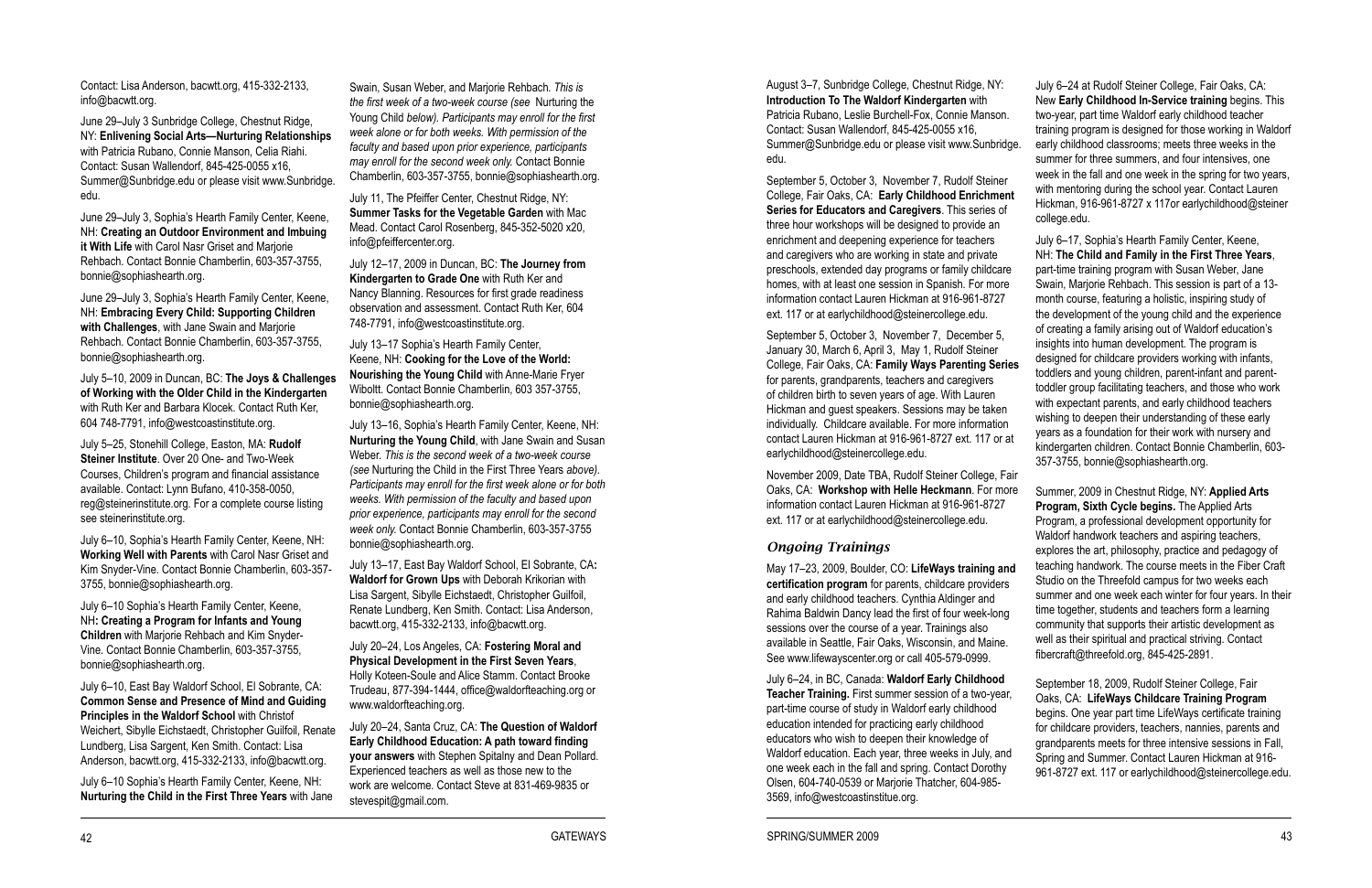Contact: Lisa Anderson, bacwtt.org, 415-332-2133, info@bacwtt.org.

June 29–July 3 Sunbridge College, Chestnut Ridge, NY: **Enlivening Social Arts—Nurturing Relationships** with Patricia Rubano, Connie Manson, Celia Riahi. Contact: Susan Wallendorf, 845-425-0055 x16, Summer@Sunbridge.edu or please visit www.Sunbridge.edu.

June 29–July 3, Sophia's Hearth Family Center, Keene, NH: **Creating an Outdoor Environment and Imbuing it With Life** with Carol Nasr Griset and Marjorie Rehbach. Contact Bonnie Chamberlin, 603-357-3755, bonnie@sophiashearth.org.

June 29–July 3, Sophia's Hearth Family Center, Keene, NH: **Embracing Every Child: Supporting Children with Challenges**, with Jane Swain and Marjorie Rehbach. Contact Bonnie Chamberlin, 603-357-3755, bonnie@sophiashearth.org.

July 5–10, 2009 in Duncan, BC: **The Joys & Challenges of Working with the Older Child in the Kindergarten** with Ruth Ker and Barbara Klocek. Contact Ruth Ker, 604 748-7791, info@westcoastinstitute.org.

July 5–25, Stonehill College, Easton, MA: **Rudolf Steiner Institute**. Over 20 One- and Two-Week Courses, Children's program and financial assistance available. Contact: Lynn Bufano, 410-358-0050, reg@steinerinstitute.org. For a complete course listing see steinerinstitute.org.

July 6–10, Sophia's Hearth Family Center, Keene, NH: **Working Well with Parents** with Carol Nasr Griset and Kim Snyder-Vine. Contact Bonnie Chamberlin, 603-357-3755, bonnie@sophiashearth.org.

July 6–10 Sophia's Hearth Family Center, Keene, NH**: Creating a Program for Infants and Young Children** with Marjorie Rehbach and Kim Snyder-Vine. Contact Bonnie Chamberlin, 603-357-3755, bonnie@sophiashearth.org.

July 6–10, East Bay Waldorf School, El Sobrante, CA: **Common Sense and Presence of Mind and Guiding Principles in the Waldorf School** with Christof Weichert, Sibylle Eichstaedt, Christopher Guilfoil, Renate Lundberg, Lisa Sargent, Ken Smith. Contact: Lisa Anderson, bacwtt.org, 415-332-2133, info@bacwtt.org.

July 6–10 Sophia's Hearth Family Center, Keene, NH: **Nurturing the Child in the First Three Years** with Jane Swain, Susan Weber, and Marjorie Rehbach. *This is the first week of a two-week course (see* Nurturing the Young Child *below). Participants may enroll for the first week alone or for both weeks. With permission of the faculty and based upon prior experience, participants may enroll for the second week only.* Contact Bonnie Chamberlin, 603-357-3755, bonnie@sophiashearth.org.

July 11, The Pfeiffer Center, Chestnut Ridge, NY: **Summer Tasks for the Vegetable Garden** with Mac Mead. Contact Carol Rosenberg, 845-352-5020 x20, info@pfeiffercenter.org.

July 12–17, 2009 in Duncan, BC: **The Journey from Kindergarten to Grade One** with Ruth Ker and Nancy Blanning. Resources for first grade readiness observation and assessment. Contact Ruth Ker, 604 748-7791, info@westcoastinstitute.org.

July 13–17 Sophia's Hearth Family Center, Keene, NH: **Cooking for the Love of the World: Nourishing the Young Child** with Anne-Marie Fryer Wiboltt. Contact Bonnie Chamberlin, 603 357-3755, bonnie@sophiashearth.org.

July 13–16, Sophia's Hearth Family Center, Keene, NH: **Nurturing the Young Child**, with Jane Swain and Susan Weber. *This is the second week of a two-week course (see* Nurturing the Child in the First Three Years *above). Participants may enroll for the first week alone or for both weeks. With permission of the faculty and based upon prior experience, participants may enroll for the second week only.* Contact Bonnie Chamberlin, 603-357-3755 bonnie@sophiashearth.org.

July 13–17, East Bay Waldorf School, El Sobrante, CA**: Waldorf for Grown Ups** with Deborah Krikorian with Lisa Sargent, Sibylle Eichstaedt, Christopher Guilfoil, Renate Lundberg, Ken Smith. Contact: Lisa Anderson, bacwtt.org, 415-332-2133, info@bacwtt.org.

July 20–24, Los Angeles, CA: **Fostering Moral and Physical Development in the First Seven Years**, Holly Koteen-Soule and Alice Stamm. Contact Brooke Trudeau, 877-394-1444, office@waldorfteaching.org or www.waldorfteaching.org.

July 20–24, Santa Cruz, CA: **The Question of Waldorf Early Childhood Education: A path toward finding your answers** with Stephen Spitalny and Dean Pollard. Experienced teachers as well as those new to the work are welcome. Contact Steve at 831-469-9835 or stevespit@gmail.com.

August 3–7, Sunbridge College, Chestnut Ridge, NY: **Introduction To The Waldorf Kindergarten** with Patricia Rubano, Leslie Burchell-Fox, Connie Manson. Contact: Susan Wallendorf, 845-425-0055 x16, Summer@Sunbridge.edu or please visit www.Sunbridge.edu.

September 5, October 3, November 7, Rudolf Steiner College, Fair Oaks, CA: **Early Childhood Enrichment Series for Educators and Caregivers**. This series of three hour workshops will be designed to provide an enrichment and deepening experience for teachers and caregivers who are working in state and private preschools, extended day programs or family childcare homes, with at least one session in Spanish. For more information contact Lauren Hickman at 916-961-8727 ext. 117 or at earlychildhood@steinercollege.edu.

September 5, October 3, November 7, December 5, January 30, March 6, April 3, May 1, Rudolf Steiner College, Fair Oaks, CA: **Family Ways Parenting Series** for parents, grandparents, teachers and caregivers of children birth to seven years of age. With Lauren Hickman and guest speakers. Sessions may be taken individually. Childcare available. For more information contact Lauren Hickman at 916-961-8727 ext. 117 or at earlychildhood@steinercollege.edu.

November 2009, Date TBA, Rudolf Steiner College, Fair Oaks, CA: **Workshop with Helle Heckmann**. For more information contact Lauren Hickman at 916-961-8727 ext. 117 or at earlychildhood@steinercollege.edu.

## *Ongoing Trainings*

May 17–23, 2009, Boulder, CO: **LifeWays training and certification program** for parents, childcare providers and early childhood teachers. Cynthia Aldinger and Rahima Baldwin Dancy lead the first of four week-long sessions over the course of a year. Trainings also available in Seattle, Fair Oaks, Wisconsin, and Maine. See www.lifewayscenter.org or call 405-579-0999.

July 6–24, in BC, Canada: **Waldorf Early Childhood Teacher Training.** First summer session of a two-year, part-time course of study in Waldorf early childhood education intended for practicing early childhood educators who wish to deepen their knowledge of Waldorf education. Each year, three weeks in July, and one week each in the fall and spring. Contact Dorothy Olsen, 604-740-0539 or Marjorie Thatcher, 604-985-3569, info@westcoastinstitue.org.

July 6–24 at Rudolf Steiner College, Fair Oaks, CA: New **Early Childhood In-Service training** begins. This two-year, part time Waldorf early childhood teacher training program is designed for those working in Waldorf early childhood classrooms; meets three weeks in the summer for three summers, and four intensives, one week in the fall and one week in the spring for two years, with mentoring during the school year. Contact Lauren Hickman, 916-961-8727 x 117or earlychildhood@steinercollege.edu.

July 6–17, Sophia's Hearth Family Center, Keene, NH: **The Child and Family in the First Three Years**, part-time training program with Susan Weber, Jane Swain, Marjorie Rehbach. This session is part of a 13-month course, featuring a holistic, inspiring study of the development of the young child and the experience of creating a family arising out of Waldorf education's insights into human development. The program is designed for childcare providers working with infants, toddlers and young children, parent-infant and parent-toddler group facilitating teachers, and those who work with expectant parents, and early childhood teachers wishing to deepen their understanding of these early years as a foundation for their work with nursery and kindergarten children. Contact Bonnie Chamberlin, 603-357-3755, bonnie@sophiashearth.org.

Summer, 2009 in Chestnut Ridge, NY: **Applied Arts Program, Sixth Cycle begins.** The Applied Arts Program, a professional development opportunity for Waldorf handwork teachers and aspiring teachers, explores the art, philosophy, practice and pedagogy of teaching handwork. The course meets in the Fiber Craft Studio on the Threefold campus for two weeks each summer and one week each winter for four years. In their time together, students and teachers form a learning community that supports their artistic development as well as their spiritual and practical striving. Contact fibercraft@threefold.org, 845-425-2891.

September 18, 2009, Rudolf Steiner College, Fair Oaks, CA: **LifeWays Childcare Training Program** begins. One year part time LifeWays certificate training for childcare providers, teachers, nannies, parents and grandparents meets for three intensive sessions in Fall, Spring and Summer. Contact Lauren Hickman at 916-961-8727 ext. 117 or earlychildhood@steinercollege.edu.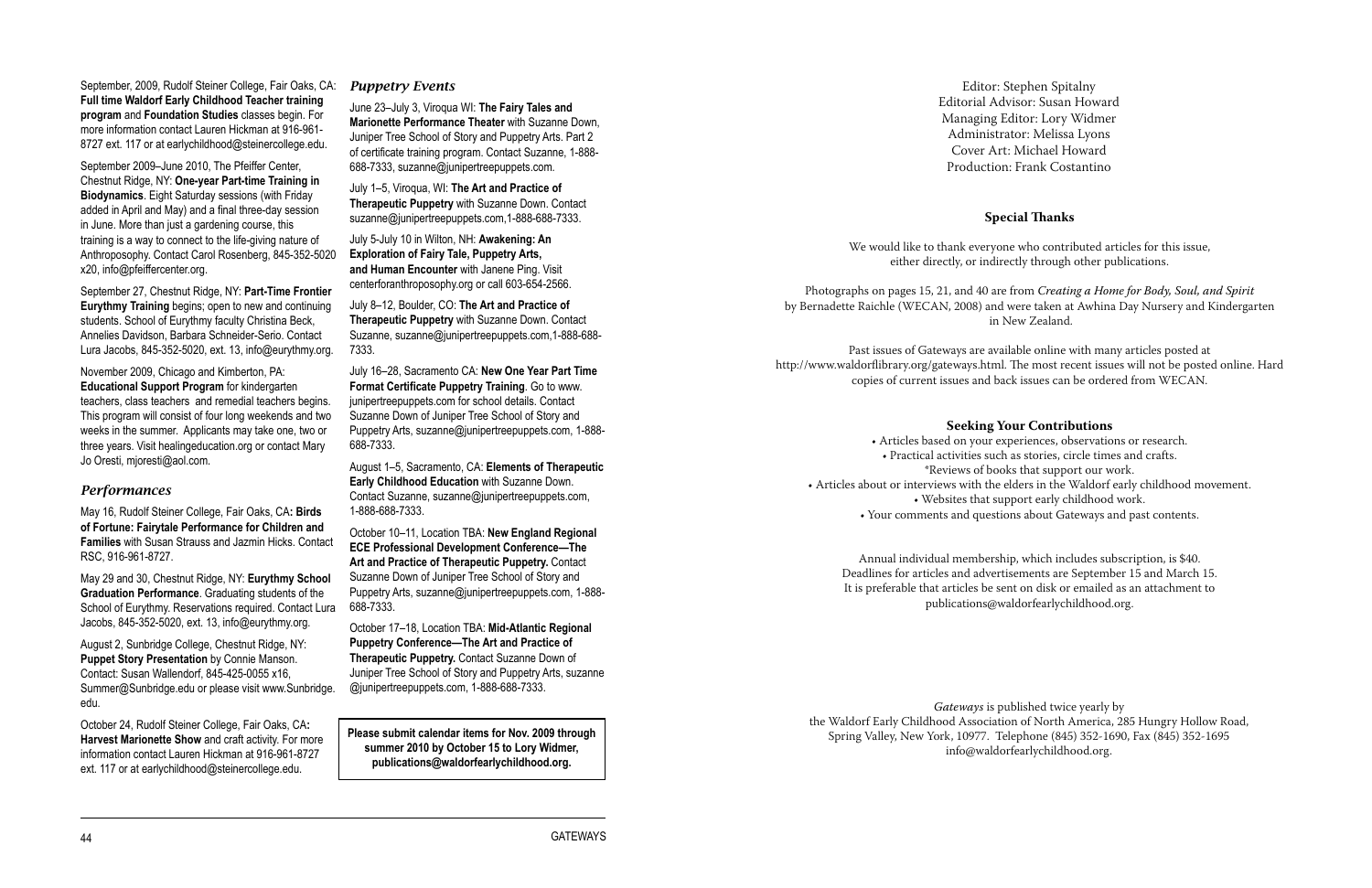September, 2009, Rudolf Steiner College, Fair Oaks, CA: **Full time Waldorf Early Childhood Teacher training program** and **Foundation Studies** classes begin. For more information contact Lauren Hickman at 916-961-8727 ext. 117 or at earlychildhood@steinercollege.edu.

September 2009–June 2010, The Pfeiffer Center, Chestnut Ridge, NY: **One-year Part-time Training in Biodynamics**. Eight Saturday sessions (with Friday added in April and May) and a final three-day session in June. More than just a gardening course, this training is a way to connect to the life-giving nature of Anthroposophy. Contact Carol Rosenberg, 845-352-5020 x20, info@pfeiffercenter.org.

September 27, Chestnut Ridge, NY: **Part-Time Frontier Eurythmy Training** begins; open to new and continuing students. School of Eurythmy faculty Christina Beck, Annelies Davidson, Barbara Schneider-Serio. Contact Lura Jacobs, 845-352-5020, ext. 13, info@eurythmy.org.

November 2009, Chicago and Kimberton, PA: **Educational Support Program** for kindergarten teachers, class teachers and remedial teachers begins. This program will consist of four long weekends and two weeks in the summer. Applicants may take one, two or three years. Visit healingeducation.org or contact Mary Jo Oresti, mjoresti@aol.com.

## *Performances*

May 16, Rudolf Steiner College, Fair Oaks, CA**: Birds of Fortune: Fairytale Performance for Children and Families** with Susan Strauss and Jazmin Hicks. Contact RSC, 916-961-8727.

May 29 and 30, Chestnut Ridge, NY: **Eurythmy School Graduation Performance**. Graduating students of the School of Eurythmy. Reservations required. Contact Lura Jacobs, 845-352-5020, ext. 13, info@eurythmy.org.

August 2, Sunbridge College, Chestnut Ridge, NY: **Puppet Story Presentation** by Connie Manson. Contact: Susan Wallendorf, 845-425-0055 x16, Summer@Sunbridge.edu or please visit www.Sunbridge.edu.

October 24, Rudolf Steiner College, Fair Oaks, CA**: Harvest Marionette Show** and craft activity. For more information contact Lauren Hickman at 916-961-8727 ext. 117 or at earlychildhood@steinercollege.edu.

## *Puppetry Events*

June 23–July 3, Viroqua WI: **The Fairy Tales and Marionette Performance Theater** with Suzanne Down, Juniper Tree School of Story and Puppetry Arts. Part 2 of certificate training program. Contact Suzanne, 1-888-688-7333, suzanne@junipertreepuppets.com.

July 1–5, Viroqua, WI: **The Art and Practice of Therapeutic Puppetry** with Suzanne Down. Contact suzanne@junipertreepuppets.com,1-888-688-7333.

July 5-July 10 in Wilton, NH: **Awakening: An Exploration of Fairy Tale, Puppetry Arts, and Human Encounter** with Janene Ping. Visit centerforanthroposophy.org or call 603-654-2566.

July 8–12, Boulder, CO: **The Art and Practice of Therapeutic Puppetry** with Suzanne Down. Contact Suzanne, suzanne@junipertreepuppets.com,1-888-688-7333.

July 16–28, Sacramento CA: **New One Year Part Time Format Certificate Puppetry Training**. Go to www.junipertreepuppets.com for school details. Contact Suzanne Down of Juniper Tree School of Story and Puppetry Arts, suzanne@junipertreepuppets.com, 1-888-688-7333.

August 1–5, Sacramento, CA: **Elements of Therapeutic Early Childhood Education** with Suzanne Down. Contact Suzanne, suzanne@junipertreepuppets.com, 1-888-688-7333.

October 10–11, Location TBA: **New England Regional ECE Professional Development Conference—The Art and Practice of Therapeutic Puppetry.** Contact Suzanne Down of Juniper Tree School of Story and Puppetry Arts, suzanne@junipertreepuppets.com, 1-888-688-7333.

October 17–18, Location TBA: **Mid-Atlantic Regional Puppetry Conference—The Art and Practice of Therapeutic Puppetry.** Contact Suzanne Down of Juniper Tree School of Story and Puppetry Arts, suzanne@junipertreepuppets.com, 1-888-688-7333.

**Please submit calendar items for Nov. 2009 through summer 2010 by October 15 to Lory Widmer, publications@waldorfearlychildhood.org.**

Editor: Stephen Spitalny
Editorial Advisor: Susan Howard
Managing Editor: Lory Widmer
Administrator: Melissa Lyons
Cover Art: Michael Howard
Production: Frank Costantino

### Special Thanks

We would like to thank everyone who contributed articles for this issue, either directly, or indirectly through other publications.

Photographs on pages 15, 21, and 40 are from *Creating a Home for Body, Soul, and Spirit* by Bernadette Raichle (WECAN, 2008) and were taken at Awhina Day Nursery and Kindergarten in New Zealand.

Past issues of Gateways are available online with many articles posted at http://www.waldorflibrary.org/gateways.html. The most recent issues will not be posted online. Hard copies of current issues and back issues can be ordered from WECAN.

### Seeking Your Contributions

- Articles based on your experiences, observations or research.
- Practical activities such as stories, circle times and crafts.
- Reviews of books that support our work.
- Articles about or interviews with the elders in the Waldorf early childhood movement.
- Websites that support early childhood work.
- Your comments and questions about Gateways and past contents.

Annual individual membership, which includes subscription, is $40. Deadlines for articles and advertisements are September 15 and March 15. It is preferable that articles be sent on disk or emailed as an attachment to publications@waldorfearlychildhood.org.

*Gateways* is published twice yearly by the Waldorf Early Childhood Association of North America, 285 Hungry Hollow Road, Spring Valley, New York, 10977. Telephone (845) 352-1690, Fax (845) 352-1695 info@waldorfearlychildhood.org.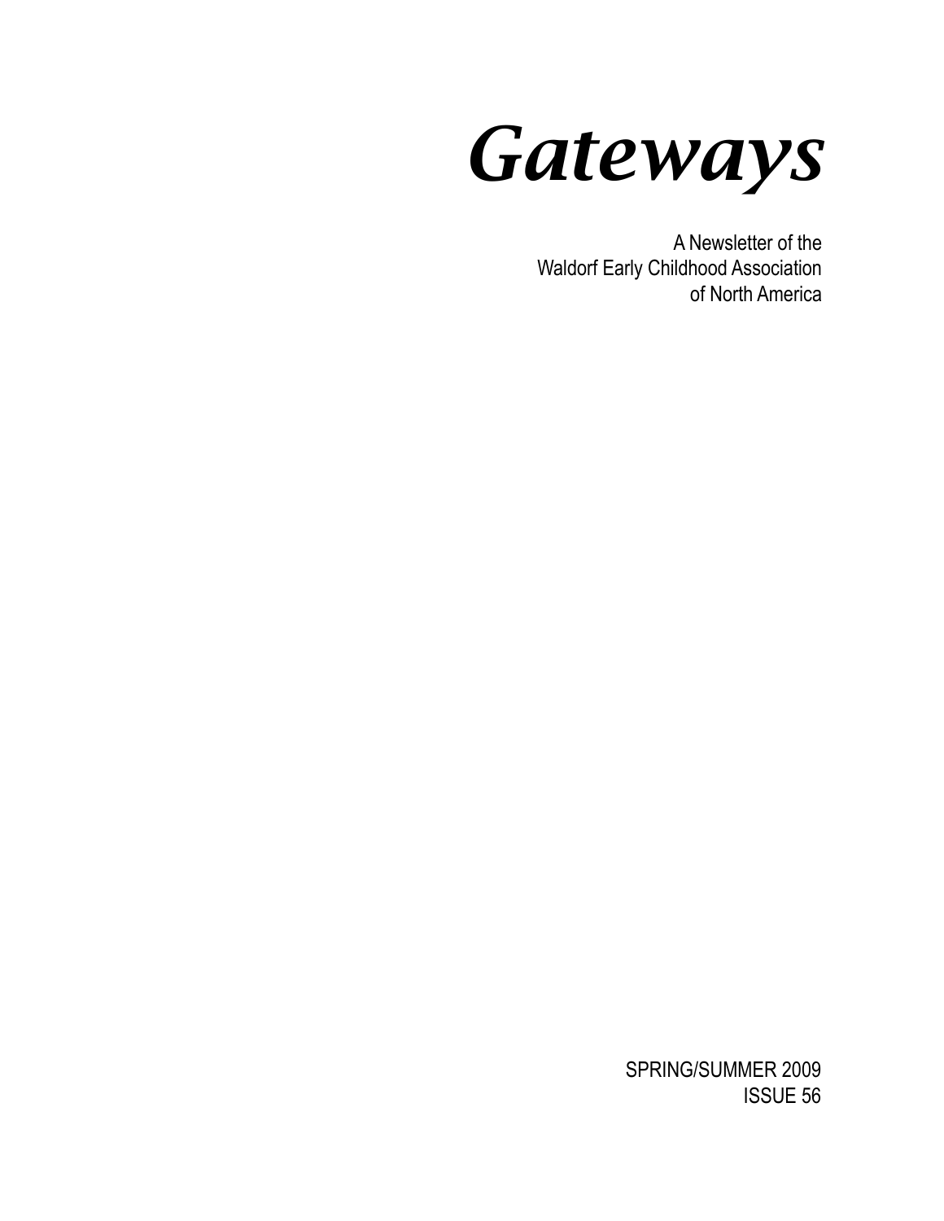# *Gateways*

A Newsletter of the
Waldorf Early Childhood Association
of North America

SPRING/SUMMER 2009
ISSUE 56